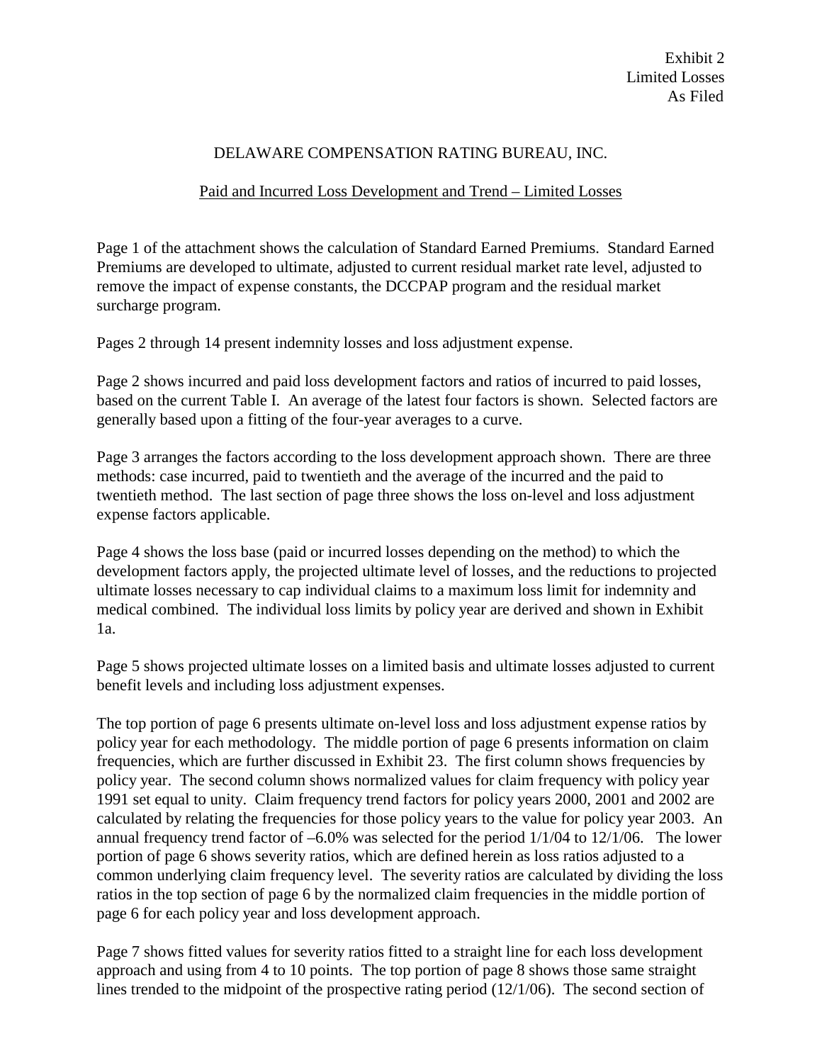Exhibit 2
Limited Losses
As Filed

DELAWARE COMPENSATION RATING BUREAU, INC.

Paid and Incurred Loss Development and Trend – Limited Losses

Page 1 of the attachment shows the calculation of Standard Earned Premiums. Standard Earned Premiums are developed to ultimate, adjusted to current residual market rate level, adjusted to remove the impact of expense constants, the DCCPAP program and the residual market surcharge program.

Pages 2 through 14 present indemnity losses and loss adjustment expense.

Page 2 shows incurred and paid loss development factors and ratios of incurred to paid losses, based on the current Table I. An average of the latest four factors is shown. Selected factors are generally based upon a fitting of the four-year averages to a curve.

Page 3 arranges the factors according to the loss development approach shown. There are three methods: case incurred, paid to twentieth and the average of the incurred and the paid to twentieth method. The last section of page three shows the loss on-level and loss adjustment expense factors applicable.

Page 4 shows the loss base (paid or incurred losses depending on the method) to which the development factors apply, the projected ultimate level of losses, and the reductions to projected ultimate losses necessary to cap individual claims to a maximum loss limit for indemnity and medical combined. The individual loss limits by policy year are derived and shown in Exhibit 1a.

Page 5 shows projected ultimate losses on a limited basis and ultimate losses adjusted to current benefit levels and including loss adjustment expenses.

The top portion of page 6 presents ultimate on-level loss and loss adjustment expense ratios by policy year for each methodology. The middle portion of page 6 presents information on claim frequencies, which are further discussed in Exhibit 23. The first column shows frequencies by policy year. The second column shows normalized values for claim frequency with policy year 1991 set equal to unity. Claim frequency trend factors for policy years 2000, 2001 and 2002 are calculated by relating the frequencies for those policy years to the value for policy year 2003. An annual frequency trend factor of –6.0% was selected for the period 1/1/04 to 12/1/06. The lower portion of page 6 shows severity ratios, which are defined herein as loss ratios adjusted to a common underlying claim frequency level. The severity ratios are calculated by dividing the loss ratios in the top section of page 6 by the normalized claim frequencies in the middle portion of page 6 for each policy year and loss development approach.

Page 7 shows fitted values for severity ratios fitted to a straight line for each loss development approach and using from 4 to 10 points. The top portion of page 8 shows those same straight lines trended to the midpoint of the prospective rating period (12/1/06). The second section of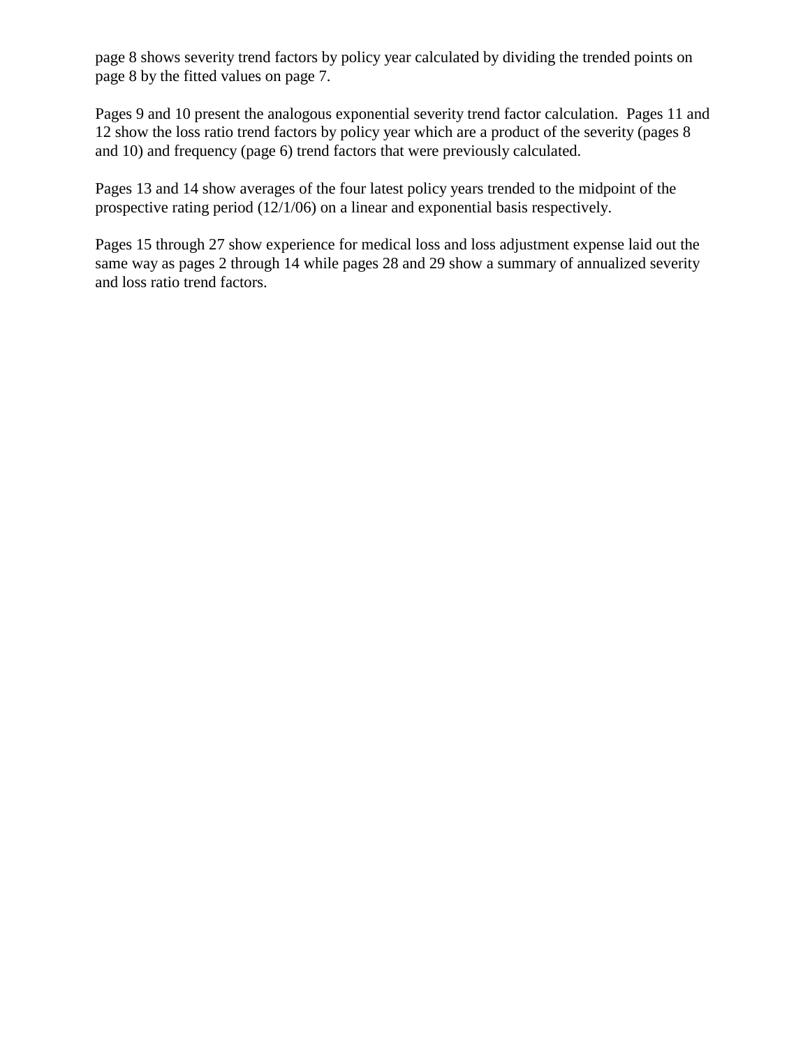page 8 shows severity trend factors by policy year calculated by dividing the trended points on page 8 by the fitted values on page 7.

Pages 9 and 10 present the analogous exponential severity trend factor calculation. Pages 11 and 12 show the loss ratio trend factors by policy year which are a product of the severity (pages 8 and 10) and frequency (page 6) trend factors that were previously calculated.

Pages 13 and 14 show averages of the four latest policy years trended to the midpoint of the prospective rating period (12/1/06) on a linear and exponential basis respectively.

Pages 15 through 27 show experience for medical loss and loss adjustment expense laid out the same way as pages 2 through 14 while pages 28 and 29 show a summary of annualized severity and loss ratio trend factors.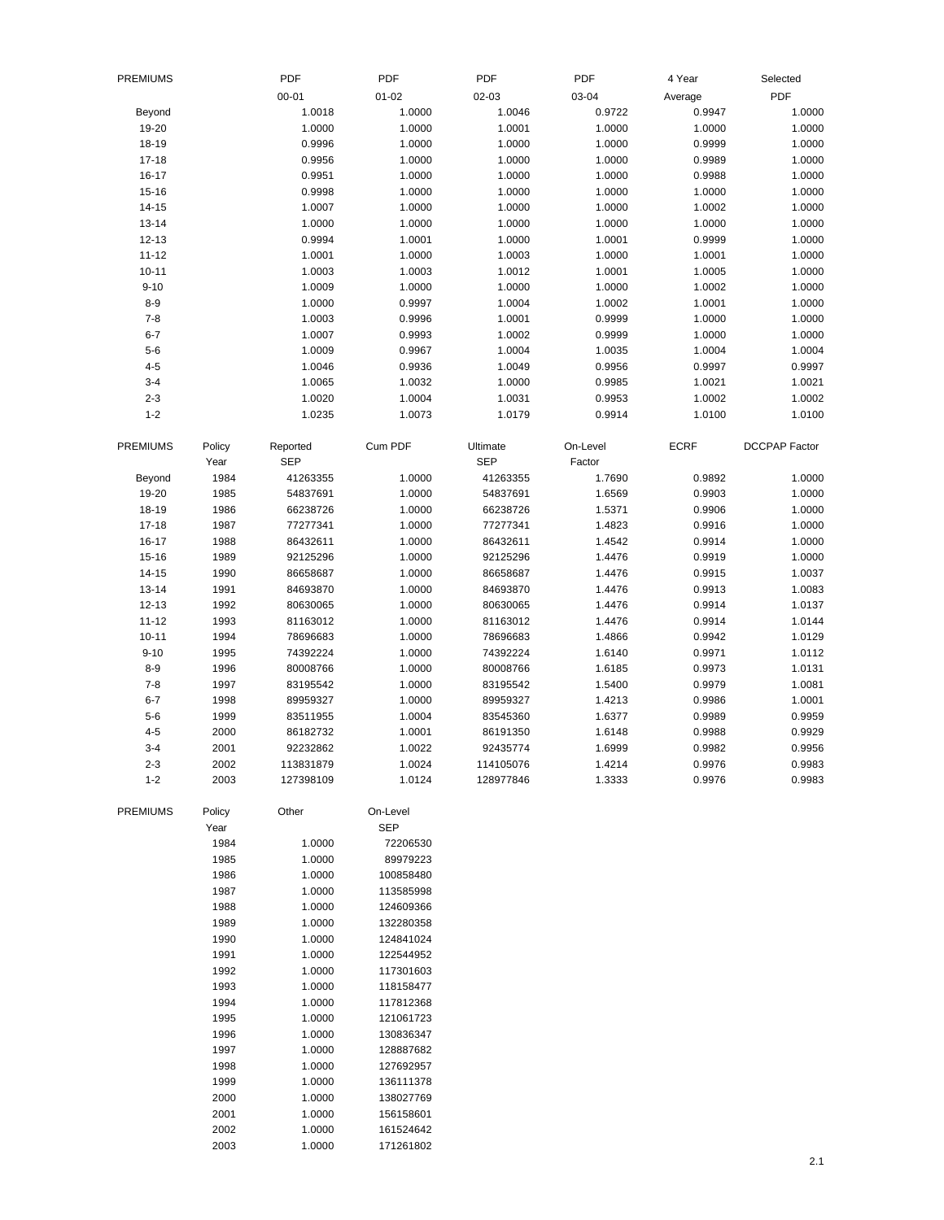| PREMIUMS | PDF | PDF | PDF | PDF | 4 Year | Selected |
|---|---|---|---|---|---|---|
| | 00-01 | 01-02 | 02-03 | 03-04 | Average | PDF |
| Beyond | 1.0018 | 1.0000 | 1.0046 | 0.9722 | 0.9947 | 1.0000 |
| 19-20 | 1.0000 | 1.0000 | 1.0001 | 1.0000 | 1.0000 | 1.0000 |
| 18-19 | 0.9996 | 1.0000 | 1.0000 | 1.0000 | 0.9999 | 1.0000 |
| 17-18 | 0.9956 | 1.0000 | 1.0000 | 1.0000 | 0.9989 | 1.0000 |
| 16-17 | 0.9951 | 1.0000 | 1.0000 | 1.0000 | 0.9988 | 1.0000 |
| 15-16 | 0.9998 | 1.0000 | 1.0000 | 1.0000 | 1.0000 | 1.0000 |
| 14-15 | 1.0007 | 1.0000 | 1.0000 | 1.0000 | 1.0002 | 1.0000 |
| 13-14 | 1.0000 | 1.0000 | 1.0000 | 1.0000 | 1.0000 | 1.0000 |
| 12-13 | 0.9994 | 1.0001 | 1.0000 | 1.0001 | 0.9999 | 1.0000 |
| 11-12 | 1.0001 | 1.0000 | 1.0003 | 1.0000 | 1.0001 | 1.0000 |
| 10-11 | 1.0003 | 1.0003 | 1.0012 | 1.0001 | 1.0005 | 1.0000 |
| 9-10 | 1.0009 | 1.0000 | 1.0000 | 1.0000 | 1.0002 | 1.0000 |
| 8-9 | 1.0000 | 0.9997 | 1.0004 | 1.0002 | 1.0001 | 1.0000 |
| 7-8 | 1.0003 | 0.9996 | 1.0001 | 0.9999 | 1.0000 | 1.0000 |
| 6-7 | 1.0007 | 0.9993 | 1.0002 | 0.9999 | 1.0000 | 1.0000 |
| 5-6 | 1.0009 | 0.9967 | 1.0004 | 1.0035 | 1.0004 | 1.0004 |
| 4-5 | 1.0046 | 0.9936 | 1.0049 | 0.9956 | 0.9997 | 0.9997 |
| 3-4 | 1.0065 | 1.0032 | 1.0000 | 0.9985 | 1.0021 | 1.0021 |
| 2-3 | 1.0020 | 1.0004 | 1.0031 | 0.9953 | 1.0002 | 1.0002 |
| 1-2 | 1.0235 | 1.0073 | 1.0179 | 0.9914 | 1.0100 | 1.0100 |

| PREMIUMS | Policy Year | Reported SEP | Cum PDF | Ultimate SEP | On-Level Factor | ECRF | DCCPAP Factor |
|---|---|---|---|---|---|---|---|
| Beyond | 1984 | 41263355 | 1.0000 | 41263355 | 1.7690 | 0.9892 | 1.0000 |
| 19-20 | 1985 | 54837691 | 1.0000 | 54837691 | 1.6569 | 0.9903 | 1.0000 |
| 18-19 | 1986 | 66238726 | 1.0000 | 66238726 | 1.5371 | 0.9906 | 1.0000 |
| 17-18 | 1987 | 77277341 | 1.0000 | 77277341 | 1.4823 | 0.9916 | 1.0000 |
| 16-17 | 1988 | 86432611 | 1.0000 | 86432611 | 1.4542 | 0.9914 | 1.0000 |
| 15-16 | 1989 | 92125296 | 1.0000 | 92125296 | 1.4476 | 0.9919 | 1.0000 |
| 14-15 | 1990 | 86658687 | 1.0000 | 86658687 | 1.4476 | 0.9915 | 1.0037 |
| 13-14 | 1991 | 84693870 | 1.0000 | 84693870 | 1.4476 | 0.9913 | 1.0083 |
| 12-13 | 1992 | 80630065 | 1.0000 | 80630065 | 1.4476 | 0.9914 | 1.0137 |
| 11-12 | 1993 | 81163012 | 1.0000 | 81163012 | 1.4476 | 0.9914 | 1.0144 |
| 10-11 | 1994 | 78696683 | 1.0000 | 78696683 | 1.4866 | 0.9942 | 1.0129 |
| 9-10 | 1995 | 74392224 | 1.0000 | 74392224 | 1.6140 | 0.9971 | 1.0112 |
| 8-9 | 1996 | 80008766 | 1.0000 | 80008766 | 1.6185 | 0.9973 | 1.0131 |
| 7-8 | 1997 | 83195542 | 1.0000 | 83195542 | 1.5400 | 0.9979 | 1.0081 |
| 6-7 | 1998 | 89959327 | 1.0000 | 89959327 | 1.4213 | 0.9986 | 1.0001 |
| 5-6 | 1999 | 83511955 | 1.0004 | 83545360 | 1.6377 | 0.9989 | 0.9959 |
| 4-5 | 2000 | 86182732 | 1.0001 | 86191350 | 1.6148 | 0.9988 | 0.9929 |
| 3-4 | 2001 | 92232862 | 1.0022 | 92435774 | 1.6999 | 0.9982 | 0.9956 |
| 2-3 | 2002 | 113831879 | 1.0024 | 114105076 | 1.4214 | 0.9976 | 0.9983 |
| 1-2 | 2003 | 127398109 | 1.0124 | 128977846 | 1.3333 | 0.9976 | 0.9983 |

| PREMIUMS | Policy Year | Other | On-Level SEP |
|---|---|---|---|
| | 1984 | 1.0000 | 72206530 |
| | 1985 | 1.0000 | 89979223 |
| | 1986 | 1.0000 | 100858480 |
| | 1987 | 1.0000 | 113585998 |
| | 1988 | 1.0000 | 124609366 |
| | 1989 | 1.0000 | 132280358 |
| | 1990 | 1.0000 | 124841024 |
| | 1991 | 1.0000 | 122544952 |
| | 1992 | 1.0000 | 117301603 |
| | 1993 | 1.0000 | 118158477 |
| | 1994 | 1.0000 | 117812368 |
| | 1995 | 1.0000 | 121061723 |
| | 1996 | 1.0000 | 130836347 |
| | 1997 | 1.0000 | 128887682 |
| | 1998 | 1.0000 | 127692957 |
| | 1999 | 1.0000 | 136111378 |
| | 2000 | 1.0000 | 138027769 |
| | 2001 | 1.0000 | 156158601 |
| | 2002 | 1.0000 | 161524642 |
| | 2003 | 1.0000 | 171261802 |

2.1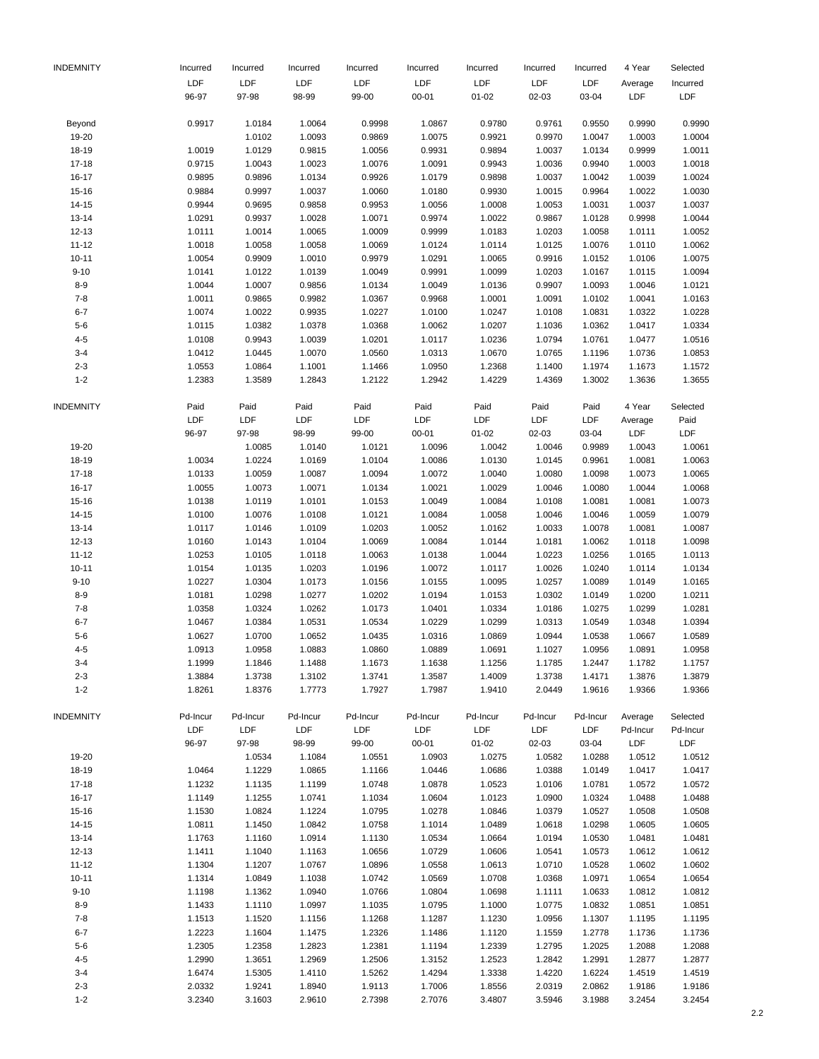| INDEMNITY | Incurred LDF 96-97 | Incurred LDF 97-98 | Incurred LDF 98-99 | Incurred LDF 99-00 | Incurred LDF 00-01 | Incurred LDF 01-02 | Incurred LDF 02-03 | Incurred LDF 03-04 | 4 Year Average LDF | Selected Incurred LDF |
|---|---|---|---|---|---|---|---|---|---|---|
| Beyond | 0.9917 | 1.0184 | 1.0064 | 0.9998 | 1.0867 | 0.9780 | 0.9761 | 0.9550 | 0.9990 | 0.9990 |
| 19-20 | | 1.0102 | 1.0093 | 0.9869 | 1.0075 | 0.9921 | 0.9970 | 1.0047 | 1.0003 | 1.0004 |
| 18-19 | 1.0019 | 1.0129 | 0.9815 | 1.0056 | 0.9931 | 0.9894 | 1.0037 | 1.0134 | 0.9999 | 1.0011 |
| 17-18 | 0.9715 | 1.0043 | 1.0023 | 1.0076 | 1.0091 | 0.9943 | 1.0036 | 0.9940 | 1.0003 | 1.0018 |
| 16-17 | 0.9895 | 0.9896 | 1.0134 | 0.9926 | 1.0179 | 0.9898 | 1.0037 | 1.0042 | 1.0039 | 1.0024 |
| 15-16 | 0.9884 | 0.9997 | 1.0037 | 1.0060 | 1.0180 | 0.9930 | 1.0015 | 0.9964 | 1.0022 | 1.0030 |
| 14-15 | 0.9944 | 0.9695 | 0.9858 | 0.9953 | 1.0056 | 1.0008 | 1.0053 | 1.0031 | 1.0037 | 1.0037 |
| 13-14 | 1.0291 | 0.9937 | 1.0028 | 1.0071 | 0.9974 | 1.0022 | 0.9867 | 1.0128 | 0.9998 | 1.0044 |
| 12-13 | 1.0111 | 1.0014 | 1.0065 | 1.0009 | 0.9999 | 1.0183 | 1.0203 | 1.0058 | 1.0111 | 1.0052 |
| 11-12 | 1.0018 | 1.0058 | 1.0058 | 1.0069 | 1.0124 | 1.0114 | 1.0125 | 1.0076 | 1.0110 | 1.0062 |
| 10-11 | 1.0054 | 0.9909 | 1.0010 | 0.9979 | 1.0291 | 1.0065 | 0.9916 | 1.0152 | 1.0106 | 1.0075 |
| 9-10 | 1.0141 | 1.0122 | 1.0139 | 1.0049 | 0.9991 | 1.0099 | 1.0203 | 1.0167 | 1.0115 | 1.0094 |
| 8-9 | 1.0044 | 1.0007 | 0.9856 | 1.0134 | 1.0049 | 1.0136 | 0.9907 | 1.0093 | 1.0046 | 1.0121 |
| 7-8 | 1.0011 | 0.9865 | 0.9982 | 1.0367 | 0.9968 | 1.0001 | 1.0091 | 1.0102 | 1.0041 | 1.0163 |
| 6-7 | 1.0074 | 1.0022 | 0.9935 | 1.0227 | 1.0100 | 1.0247 | 1.0108 | 1.0831 | 1.0322 | 1.0228 |
| 5-6 | 1.0115 | 1.0382 | 1.0378 | 1.0368 | 1.0062 | 1.0207 | 1.1036 | 1.0362 | 1.0417 | 1.0334 |
| 4-5 | 1.0108 | 0.9943 | 1.0039 | 1.0201 | 1.0117 | 1.0236 | 1.0794 | 1.0761 | 1.0477 | 1.0516 |
| 3-4 | 1.0412 | 1.0445 | 1.0070 | 1.0560 | 1.0313 | 1.0670 | 1.0765 | 1.1196 | 1.0736 | 1.0853 |
| 2-3 | 1.0553 | 1.0864 | 1.1001 | 1.1466 | 1.0950 | 1.2368 | 1.1400 | 1.1974 | 1.1673 | 1.1572 |
| 1-2 | 1.2383 | 1.3589 | 1.2843 | 1.2122 | 1.2942 | 1.4229 | 1.4369 | 1.3002 | 1.3636 | 1.3655 |

| INDEMNITY | Paid LDF 96-97 | Paid LDF 97-98 | Paid LDF 98-99 | Paid LDF 99-00 | Paid LDF 00-01 | Paid LDF 01-02 | Paid LDF 02-03 | Paid LDF 03-04 | 4 Year Average LDF | Selected Paid LDF |
|---|---|---|---|---|---|---|---|---|---|---|
| 19-20 | | 1.0085 | 1.0140 | 1.0121 | 1.0096 | 1.0042 | 1.0046 | 0.9989 | 1.0043 | 1.0061 |
| 18-19 | 1.0034 | 1.0224 | 1.0169 | 1.0104 | 1.0086 | 1.0130 | 1.0145 | 0.9961 | 1.0081 | 1.0063 |
| 17-18 | 1.0133 | 1.0059 | 1.0087 | 1.0094 | 1.0072 | 1.0040 | 1.0080 | 1.0098 | 1.0073 | 1.0065 |
| 16-17 | 1.0055 | 1.0073 | 1.0071 | 1.0134 | 1.0021 | 1.0029 | 1.0046 | 1.0080 | 1.0044 | 1.0068 |
| 15-16 | 1.0138 | 1.0119 | 1.0101 | 1.0153 | 1.0049 | 1.0084 | 1.0108 | 1.0081 | 1.0081 | 1.0073 |
| 14-15 | 1.0100 | 1.0076 | 1.0108 | 1.0121 | 1.0084 | 1.0058 | 1.0046 | 1.0046 | 1.0059 | 1.0079 |
| 13-14 | 1.0117 | 1.0146 | 1.0109 | 1.0203 | 1.0052 | 1.0162 | 1.0033 | 1.0078 | 1.0081 | 1.0087 |
| 12-13 | 1.0160 | 1.0143 | 1.0104 | 1.0069 | 1.0084 | 1.0144 | 1.0181 | 1.0062 | 1.0118 | 1.0098 |
| 11-12 | 1.0253 | 1.0105 | 1.0118 | 1.0063 | 1.0138 | 1.0044 | 1.0223 | 1.0256 | 1.0165 | 1.0113 |
| 10-11 | 1.0154 | 1.0135 | 1.0203 | 1.0196 | 1.0072 | 1.0117 | 1.0026 | 1.0240 | 1.0114 | 1.0134 |
| 9-10 | 1.0227 | 1.0304 | 1.0173 | 1.0156 | 1.0155 | 1.0095 | 1.0257 | 1.0089 | 1.0149 | 1.0165 |
| 8-9 | 1.0181 | 1.0298 | 1.0277 | 1.0202 | 1.0194 | 1.0153 | 1.0302 | 1.0149 | 1.0200 | 1.0211 |
| 7-8 | 1.0358 | 1.0324 | 1.0262 | 1.0173 | 1.0401 | 1.0334 | 1.0186 | 1.0275 | 1.0299 | 1.0281 |
| 6-7 | 1.0467 | 1.0384 | 1.0531 | 1.0534 | 1.0229 | 1.0299 | 1.0313 | 1.0549 | 1.0348 | 1.0394 |
| 5-6 | 1.0627 | 1.0700 | 1.0652 | 1.0435 | 1.0316 | 1.0869 | 1.0944 | 1.0538 | 1.0667 | 1.0589 |
| 4-5 | 1.0913 | 1.0958 | 1.0883 | 1.0860 | 1.0889 | 1.0691 | 1.1027 | 1.0956 | 1.0891 | 1.0958 |
| 3-4 | 1.1999 | 1.1846 | 1.1488 | 1.1673 | 1.1638 | 1.1256 | 1.1785 | 1.2447 | 1.1782 | 1.1757 |
| 2-3 | 1.3884 | 1.3738 | 1.3102 | 1.3741 | 1.3587 | 1.4009 | 1.3738 | 1.4171 | 1.3876 | 1.3879 |
| 1-2 | 1.8261 | 1.8376 | 1.7773 | 1.7927 | 1.7987 | 1.9410 | 2.0449 | 1.9616 | 1.9366 | 1.9366 |

| INDEMNITY | Pd-Incur LDF 96-97 | Pd-Incur LDF 97-98 | Pd-Incur LDF 98-99 | Pd-Incur LDF 99-00 | Pd-Incur LDF 00-01 | Pd-Incur LDF 01-02 | Pd-Incur LDF 02-03 | Pd-Incur LDF 03-04 | Average Pd-Incur LDF | Selected Pd-Incur LDF |
|---|---|---|---|---|---|---|---|---|---|---|
| 19-20 | | 1.0534 | 1.1084 | 1.0551 | 1.0903 | 1.0275 | 1.0582 | 1.0288 | 1.0512 | 1.0512 |
| 18-19 | 1.0464 | 1.1229 | 1.0865 | 1.1166 | 1.0446 | 1.0686 | 1.0388 | 1.0149 | 1.0417 | 1.0417 |
| 17-18 | 1.1232 | 1.1135 | 1.1199 | 1.0748 | 1.0878 | 1.0523 | 1.0106 | 1.0781 | 1.0572 | 1.0572 |
| 16-17 | 1.1149 | 1.1255 | 1.0741 | 1.1034 | 1.0604 | 1.0123 | 1.0900 | 1.0324 | 1.0488 | 1.0488 |
| 15-16 | 1.1530 | 1.0824 | 1.1224 | 1.0795 | 1.0278 | 1.0846 | 1.0379 | 1.0527 | 1.0508 | 1.0508 |
| 14-15 | 1.0811 | 1.1450 | 1.0842 | 1.0758 | 1.1014 | 1.0489 | 1.0618 | 1.0298 | 1.0605 | 1.0605 |
| 13-14 | 1.1763 | 1.1160 | 1.0914 | 1.1130 | 1.0534 | 1.0664 | 1.0194 | 1.0530 | 1.0481 | 1.0481 |
| 12-13 | 1.1411 | 1.1040 | 1.1163 | 1.0656 | 1.0729 | 1.0606 | 1.0541 | 1.0573 | 1.0612 | 1.0612 |
| 11-12 | 1.1304 | 1.1207 | 1.0767 | 1.0896 | 1.0558 | 1.0613 | 1.0710 | 1.0528 | 1.0602 | 1.0602 |
| 10-11 | 1.1314 | 1.0849 | 1.1038 | 1.0742 | 1.0569 | 1.0708 | 1.0368 | 1.0971 | 1.0654 | 1.0654 |
| 9-10 | 1.1198 | 1.1362 | 1.0940 | 1.0766 | 1.0804 | 1.0698 | 1.1111 | 1.0633 | 1.0812 | 1.0812 |
| 8-9 | 1.1433 | 1.1110 | 1.0997 | 1.1035 | 1.0795 | 1.1000 | 1.0775 | 1.0832 | 1.0851 | 1.0851 |
| 7-8 | 1.1513 | 1.1520 | 1.1156 | 1.1268 | 1.1287 | 1.1230 | 1.0956 | 1.1307 | 1.1195 | 1.1195 |
| 6-7 | 1.2223 | 1.1604 | 1.1475 | 1.2326 | 1.1486 | 1.1120 | 1.1559 | 1.2778 | 1.1736 | 1.1736 |
| 5-6 | 1.2305 | 1.2358 | 1.2823 | 1.2381 | 1.1194 | 1.2339 | 1.2795 | 1.2025 | 1.2088 | 1.2088 |
| 4-5 | 1.2990 | 1.3651 | 1.2969 | 1.2506 | 1.3152 | 1.2523 | 1.2842 | 1.2991 | 1.2877 | 1.2877 |
| 3-4 | 1.6474 | 1.5305 | 1.4110 | 1.5262 | 1.4294 | 1.3338 | 1.4220 | 1.6224 | 1.4519 | 1.4519 |
| 2-3 | 2.0332 | 1.9241 | 1.8940 | 1.9113 | 1.7006 | 1.8556 | 2.0319 | 2.0862 | 1.9186 | 1.9186 |
| 1-2 | 3.2340 | 3.1603 | 2.9610 | 2.7398 | 2.7076 | 3.4807 | 3.5946 | 3.1988 | 3.2454 | 3.2454 |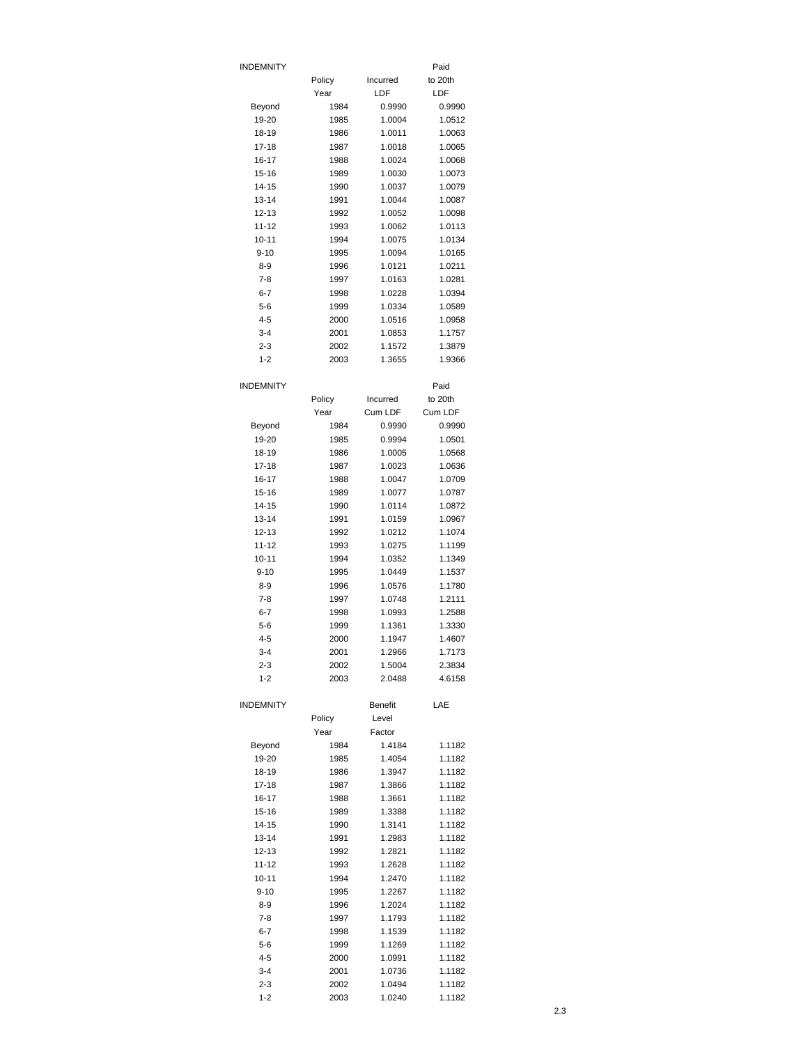| INDEMNITY | Policy Year | Incurred LDF | Paid to 20th LDF |
|---|---|---|---|
| Beyond | 1984 | 0.9990 | 0.9990 |
| 19-20 | 1985 | 1.0004 | 1.0512 |
| 18-19 | 1986 | 1.0011 | 1.0063 |
| 17-18 | 1987 | 1.0018 | 1.0065 |
| 16-17 | 1988 | 1.0024 | 1.0068 |
| 15-16 | 1989 | 1.0030 | 1.0073 |
| 14-15 | 1990 | 1.0037 | 1.0079 |
| 13-14 | 1991 | 1.0044 | 1.0087 |
| 12-13 | 1992 | 1.0052 | 1.0098 |
| 11-12 | 1993 | 1.0062 | 1.0113 |
| 10-11 | 1994 | 1.0075 | 1.0134 |
| 9-10 | 1995 | 1.0094 | 1.0165 |
| 8-9 | 1996 | 1.0121 | 1.0211 |
| 7-8 | 1997 | 1.0163 | 1.0281 |
| 6-7 | 1998 | 1.0228 | 1.0394 |
| 5-6 | 1999 | 1.0334 | 1.0589 |
| 4-5 | 2000 | 1.0516 | 1.0958 |
| 3-4 | 2001 | 1.0853 | 1.1757 |
| 2-3 | 2002 | 1.1572 | 1.3879 |
| 1-2 | 2003 | 1.3655 | 1.9366 |

| INDEMNITY | Policy Year | Incurred Cum LDF | Paid to 20th Cum LDF |
|---|---|---|---|
| Beyond | 1984 | 0.9990 | 0.9990 |
| 19-20 | 1985 | 0.9994 | 1.0501 |
| 18-19 | 1986 | 1.0005 | 1.0568 |
| 17-18 | 1987 | 1.0023 | 1.0636 |
| 16-17 | 1988 | 1.0047 | 1.0709 |
| 15-16 | 1989 | 1.0077 | 1.0787 |
| 14-15 | 1990 | 1.0114 | 1.0872 |
| 13-14 | 1991 | 1.0159 | 1.0967 |
| 12-13 | 1992 | 1.0212 | 1.1074 |
| 11-12 | 1993 | 1.0275 | 1.1199 |
| 10-11 | 1994 | 1.0352 | 1.1349 |
| 9-10 | 1995 | 1.0449 | 1.1537 |
| 8-9 | 1996 | 1.0576 | 1.1780 |
| 7-8 | 1997 | 1.0748 | 1.2111 |
| 6-7 | 1998 | 1.0993 | 1.2588 |
| 5-6 | 1999 | 1.1361 | 1.3330 |
| 4-5 | 2000 | 1.1947 | 1.4607 |
| 3-4 | 2001 | 1.2966 | 1.7173 |
| 2-3 | 2002 | 1.5004 | 2.3834 |
| 1-2 | 2003 | 2.0488 | 4.6158 |

| INDEMNITY | Policy Year | Benefit Level Factor | LAE |
|---|---|---|---|
| Beyond | 1984 | 1.4184 | 1.1182 |
| 19-20 | 1985 | 1.4054 | 1.1182 |
| 18-19 | 1986 | 1.3947 | 1.1182 |
| 17-18 | 1987 | 1.3866 | 1.1182 |
| 16-17 | 1988 | 1.3661 | 1.1182 |
| 15-16 | 1989 | 1.3388 | 1.1182 |
| 14-15 | 1990 | 1.3141 | 1.1182 |
| 13-14 | 1991 | 1.2983 | 1.1182 |
| 12-13 | 1992 | 1.2821 | 1.1182 |
| 11-12 | 1993 | 1.2628 | 1.1182 |
| 10-11 | 1994 | 1.2470 | 1.1182 |
| 9-10 | 1995 | 1.2267 | 1.1182 |
| 8-9 | 1996 | 1.2024 | 1.1182 |
| 7-8 | 1997 | 1.1793 | 1.1182 |
| 6-7 | 1998 | 1.1539 | 1.1182 |
| 5-6 | 1999 | 1.1269 | 1.1182 |
| 4-5 | 2000 | 1.0991 | 1.1182 |
| 3-4 | 2001 | 1.0736 | 1.1182 |
| 2-3 | 2002 | 1.0494 | 1.1182 |
| 1-2 | 2003 | 1.0240 | 1.1182 |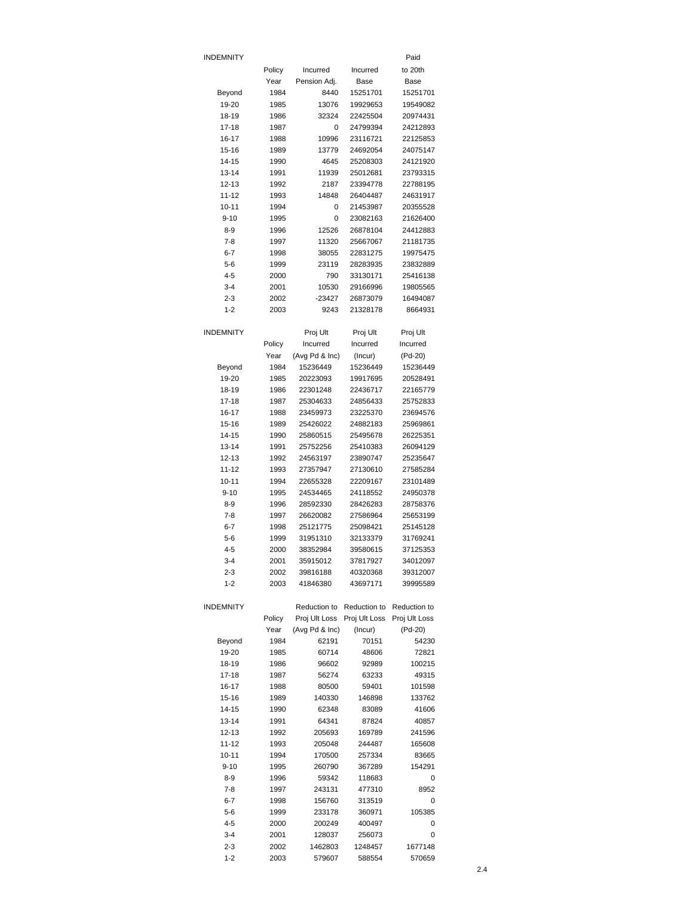| INDEMNITY | Policy Year | Incurred Pension Adj. | Incurred Base | Paid to 20th Base |
|---|---|---|---|---|
| Beyond | 1984 | 8440 | 15251701 | 15251701 |
| 19-20 | 1985 | 13076 | 19929653 | 19549082 |
| 18-19 | 1986 | 32324 | 22425504 | 20974431 |
| 17-18 | 1987 | 0 | 24799394 | 24212893 |
| 16-17 | 1988 | 10996 | 23116721 | 22125853 |
| 15-16 | 1989 | 13779 | 24692054 | 24075147 |
| 14-15 | 1990 | 4645 | 25208303 | 24121920 |
| 13-14 | 1991 | 11939 | 25012681 | 23793315 |
| 12-13 | 1992 | 2187 | 23394778 | 22788195 |
| 11-12 | 1993 | 14848 | 26404487 | 24631917 |
| 10-11 | 1994 | 0 | 21453987 | 20355528 |
| 9-10 | 1995 | 0 | 23082163 | 21626400 |
| 8-9 | 1996 | 12526 | 26878104 | 24412883 |
| 7-8 | 1997 | 11320 | 25667067 | 21181735 |
| 6-7 | 1998 | 38055 | 22831275 | 19975475 |
| 5-6 | 1999 | 23119 | 28283935 | 23832889 |
| 4-5 | 2000 | 790 | 33130171 | 25416138 |
| 3-4 | 2001 | 10530 | 29166996 | 19805565 |
| 2-3 | 2002 | -23427 | 26873079 | 16494087 |
| 1-2 | 2003 | 9243 | 21328178 | 8664931 |

| INDEMNITY | Policy Year | Proj Ult Incurred (Avg Pd & Inc) | Proj Ult Incurred (Incur) | Proj Ult Incurred (Pd-20) |
|---|---|---|---|---|
| Beyond | 1984 | 15236449 | 15236449 | 15236449 |
| 19-20 | 1985 | 20223093 | 19917695 | 20528491 |
| 18-19 | 1986 | 22301248 | 22436717 | 22165779 |
| 17-18 | 1987 | 25304633 | 24856433 | 25752833 |
| 16-17 | 1988 | 23459973 | 23225370 | 23694576 |
| 15-16 | 1989 | 25426022 | 24882183 | 25969861 |
| 14-15 | 1990 | 25860515 | 25495678 | 26225351 |
| 13-14 | 1991 | 25752256 | 25410383 | 26094129 |
| 12-13 | 1992 | 24563197 | 23890747 | 25235647 |
| 11-12 | 1993 | 27357947 | 27130610 | 27585284 |
| 10-11 | 1994 | 22655328 | 22209167 | 23101489 |
| 9-10 | 1995 | 24534465 | 24118552 | 24950378 |
| 8-9 | 1996 | 28592330 | 28426283 | 28758376 |
| 7-8 | 1997 | 26620082 | 27586964 | 25653199 |
| 6-7 | 1998 | 25121775 | 25098421 | 25145128 |
| 5-6 | 1999 | 31951310 | 32133379 | 31769241 |
| 4-5 | 2000 | 38352984 | 39580615 | 37125353 |
| 3-4 | 2001 | 35915012 | 37817927 | 34012097 |
| 2-3 | 2002 | 39816188 | 40320368 | 39312007 |
| 1-2 | 2003 | 41846380 | 43697171 | 39995589 |

| INDEMNITY | Policy Year | Reduction to Proj Ult Loss (Avg Pd & Inc) | Reduction to Proj Ult Loss (Incur) | Reduction to Proj Ult Loss (Pd-20) |
|---|---|---|---|---|
| Beyond | 1984 | 62191 | 70151 | 54230 |
| 19-20 | 1985 | 60714 | 48606 | 72821 |
| 18-19 | 1986 | 96602 | 92989 | 100215 |
| 17-18 | 1987 | 56274 | 63233 | 49315 |
| 16-17 | 1988 | 80500 | 59401 | 101598 |
| 15-16 | 1989 | 140330 | 146898 | 133762 |
| 14-15 | 1990 | 62348 | 83089 | 41606 |
| 13-14 | 1991 | 64341 | 87824 | 40857 |
| 12-13 | 1992 | 205693 | 169789 | 241596 |
| 11-12 | 1993 | 205048 | 244487 | 165608 |
| 10-11 | 1994 | 170500 | 257334 | 83665 |
| 9-10 | 1995 | 260790 | 367289 | 154291 |
| 8-9 | 1996 | 59342 | 118683 | 0 |
| 7-8 | 1997 | 243131 | 477310 | 8952 |
| 6-7 | 1998 | 156760 | 313519 | 0 |
| 5-6 | 1999 | 233178 | 360971 | 105385 |
| 4-5 | 2000 | 200249 | 400497 | 0 |
| 3-4 | 2001 | 128037 | 256073 | 0 |
| 2-3 | 2002 | 1462803 | 1248457 | 1677148 |
| 1-2 | 2003 | 579607 | 588554 | 570659 |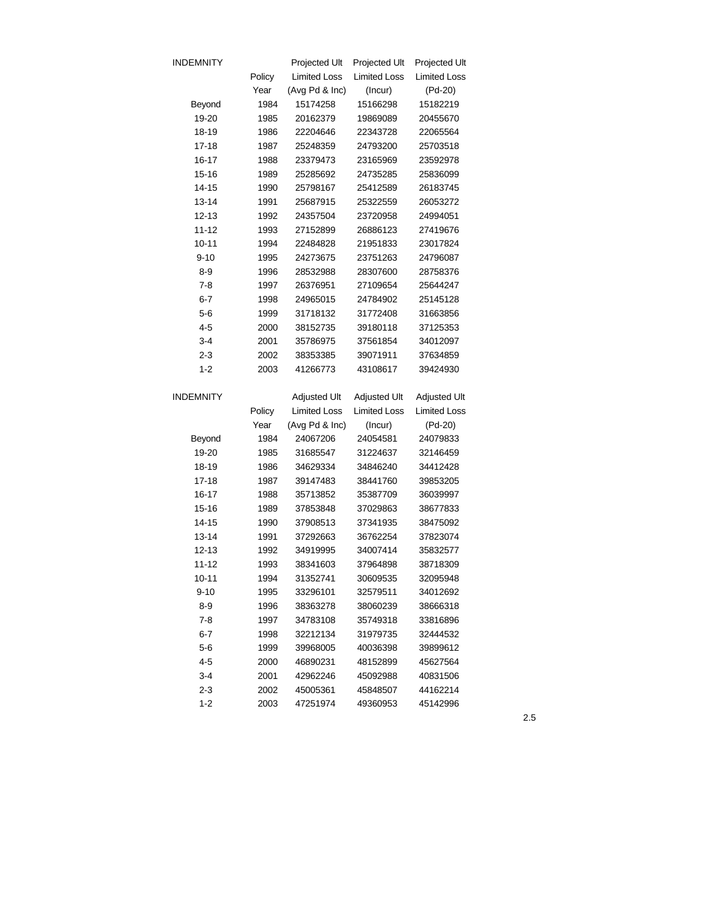| INDEMNITY | Policy Year | Projected Ult Limited Loss (Avg Pd & Inc) | Projected Ult Limited Loss (Incur) | Projected Ult Limited Loss (Pd-20) |
|---|---|---|---|---|
| Beyond | 1984 | 15174258 | 15166298 | 15182219 |
| 19-20 | 1985 | 20162379 | 19869089 | 20455670 |
| 18-19 | 1986 | 22204646 | 22343728 | 22065564 |
| 17-18 | 1987 | 25248359 | 24793200 | 25703518 |
| 16-17 | 1988 | 23379473 | 23165969 | 23592978 |
| 15-16 | 1989 | 25285692 | 24735285 | 25836099 |
| 14-15 | 1990 | 25798167 | 25412589 | 26183745 |
| 13-14 | 1991 | 25687915 | 25322559 | 26053272 |
| 12-13 | 1992 | 24357504 | 23720958 | 24994051 |
| 11-12 | 1993 | 27152899 | 26886123 | 27419676 |
| 10-11 | 1994 | 22484828 | 21951833 | 23017824 |
| 9-10 | 1995 | 24273675 | 23751263 | 24796087 |
| 8-9 | 1996 | 28532988 | 28307600 | 28758376 |
| 7-8 | 1997 | 26376951 | 27109654 | 25644247 |
| 6-7 | 1998 | 24965015 | 24784902 | 25145128 |
| 5-6 | 1999 | 31718132 | 31772408 | 31663856 |
| 4-5 | 2000 | 38152735 | 39180118 | 37125353 |
| 3-4 | 2001 | 35786975 | 37561854 | 34012097 |
| 2-3 | 2002 | 38353385 | 39071911 | 37634859 |
| 1-2 | 2003 | 41266773 | 43108617 | 39424930 |

| INDEMNITY | Policy Year | Adjusted Ult Limited Loss (Avg Pd & Inc) | Adjusted Ult Limited Loss (Incur) | Adjusted Ult Limited Loss (Pd-20) |
|---|---|---|---|---|
| Beyond | 1984 | 24067206 | 24054581 | 24079833 |
| 19-20 | 1985 | 31685547 | 31224637 | 32146459 |
| 18-19 | 1986 | 34629334 | 34846240 | 34412428 |
| 17-18 | 1987 | 39147483 | 38441760 | 39853205 |
| 16-17 | 1988 | 35713852 | 35387709 | 36039997 |
| 15-16 | 1989 | 37853848 | 37029863 | 38677833 |
| 14-15 | 1990 | 37908513 | 37341935 | 38475092 |
| 13-14 | 1991 | 37292663 | 36762254 | 37823074 |
| 12-13 | 1992 | 34919995 | 34007414 | 35832577 |
| 11-12 | 1993 | 38341603 | 37964898 | 38718309 |
| 10-11 | 1994 | 31352741 | 30609535 | 32095948 |
| 9-10 | 1995 | 33296101 | 32579511 | 34012692 |
| 8-9 | 1996 | 38363278 | 38060239 | 38666318 |
| 7-8 | 1997 | 34783108 | 35749318 | 33816896 |
| 6-7 | 1998 | 32212134 | 31979735 | 32444532 |
| 5-6 | 1999 | 39968005 | 40036398 | 39899612 |
| 4-5 | 2000 | 46890231 | 48152899 | 45627564 |
| 3-4 | 2001 | 42962246 | 45092988 | 40831506 |
| 2-3 | 2002 | 45005361 | 45848507 | 44162214 |
| 1-2 | 2003 | 47251974 | 49360953 | 45142996 |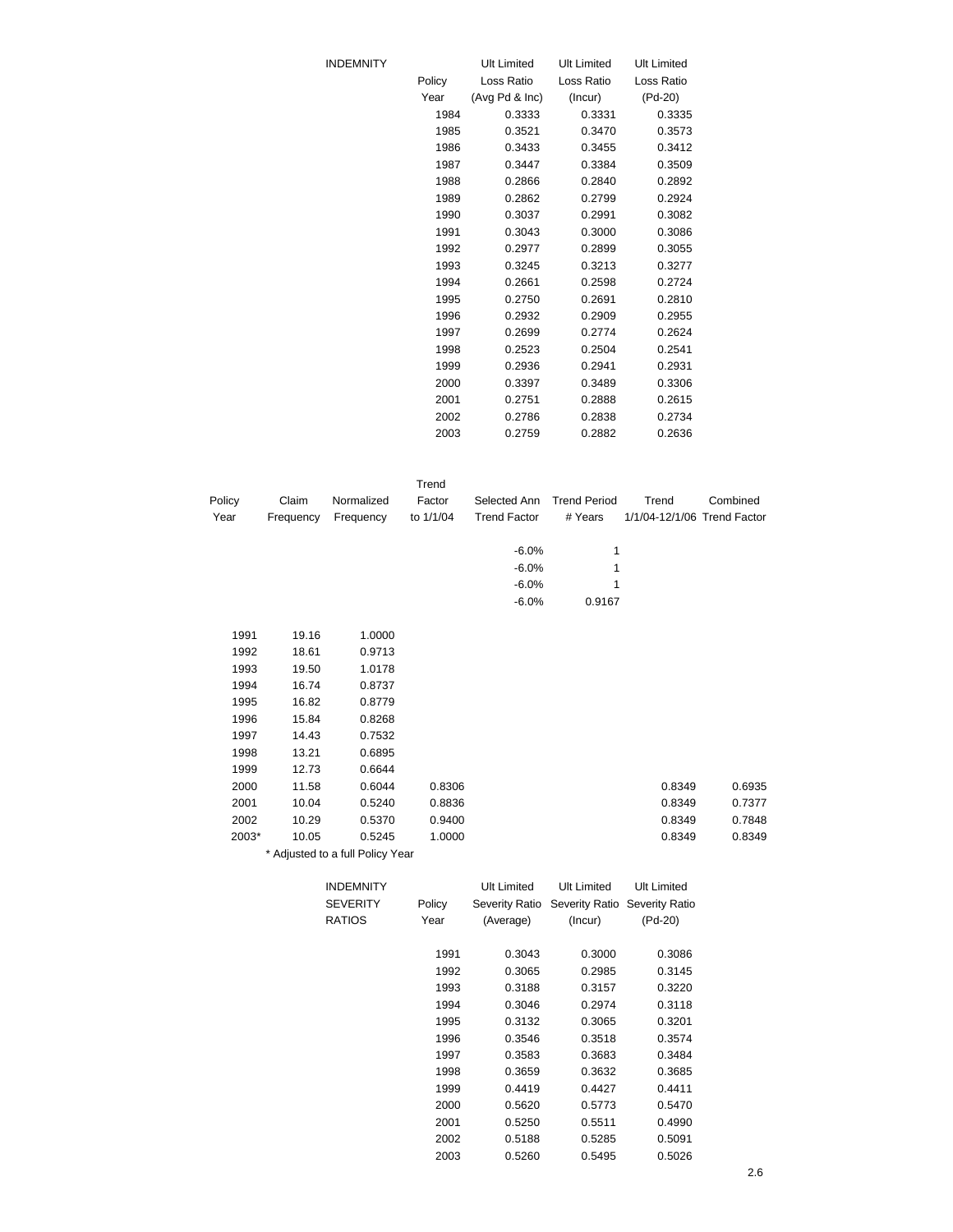| INDEMNITY Policy Year | Ult Limited Loss Ratio (Avg Pd & Inc) | Ult Limited Loss Ratio (Incur) | Ult Limited Loss Ratio (Pd-20) |
|---|---|---|---|
| 1984 | 0.3333 | 0.3331 | 0.3335 |
| 1985 | 0.3521 | 0.3470 | 0.3573 |
| 1986 | 0.3433 | 0.3455 | 0.3412 |
| 1987 | 0.3447 | 0.3384 | 0.3509 |
| 1988 | 0.2866 | 0.2840 | 0.2892 |
| 1989 | 0.2862 | 0.2799 | 0.2924 |
| 1990 | 0.3037 | 0.2991 | 0.3082 |
| 1991 | 0.3043 | 0.3000 | 0.3086 |
| 1992 | 0.2977 | 0.2899 | 0.3055 |
| 1993 | 0.3245 | 0.3213 | 0.3277 |
| 1994 | 0.2661 | 0.2598 | 0.2724 |
| 1995 | 0.2750 | 0.2691 | 0.2810 |
| 1996 | 0.2932 | 0.2909 | 0.2955 |
| 1997 | 0.2699 | 0.2774 | 0.2624 |
| 1998 | 0.2523 | 0.2504 | 0.2541 |
| 1999 | 0.2936 | 0.2941 | 0.2931 |
| 2000 | 0.3397 | 0.3489 | 0.3306 |
| 2001 | 0.2751 | 0.2888 | 0.2615 |
| 2002 | 0.2786 | 0.2838 | 0.2734 |
| 2003 | 0.2759 | 0.2882 | 0.2636 |

| Policy Year | Claim Frequency | Normalized Frequency | Trend Factor to 1/1/04 | Selected Ann Trend Factor | Trend Period # Years | Trend 1/1/04-12/1/06 | Combined Trend Factor |
|---|---|---|---|---|---|---|---|
| | | | | -6.0% | 1 | | |
| | | | | -6.0% | 1 | | |
| | | | | -6.0% | 1 | | |
| | | | | -6.0% | 0.9167 | | |
| 1991 | 19.16 | 1.0000 | | | | | |
| 1992 | 18.61 | 0.9713 | | | | | |
| 1993 | 19.50 | 1.0178 | | | | | |
| 1994 | 16.74 | 0.8737 | | | | | |
| 1995 | 16.82 | 0.8779 | | | | | |
| 1996 | 15.84 | 0.8268 | | | | | |
| 1997 | 14.43 | 0.7532 | | | | | |
| 1998 | 13.21 | 0.6895 | | | | | |
| 1999 | 12.73 | 0.6644 | | | | | |
| 2000 | 11.58 | 0.6044 | 0.8306 | | | 0.8349 | 0.6935 |
| 2001 | 10.04 | 0.5240 | 0.8836 | | | 0.8349 | 0.7377 |
| 2002 | 10.29 | 0.5370 | 0.9400 | | | 0.8349 | 0.7848 |
| 2003* | 10.05 | 0.5245 | 1.0000 | | | 0.8349 | 0.8349 |

* Adjusted to a full Policy Year

| INDEMNITY SEVERITY RATIOS Policy Year | Ult Limited Severity Ratio (Average) | Ult Limited Severity Ratio (Incur) | Ult Limited Severity Ratio (Pd-20) |
|---|---|---|---|
| 1991 | 0.3043 | 0.3000 | 0.3086 |
| 1992 | 0.3065 | 0.2985 | 0.3145 |
| 1993 | 0.3188 | 0.3157 | 0.3220 |
| 1994 | 0.3046 | 0.2974 | 0.3118 |
| 1995 | 0.3132 | 0.3065 | 0.3201 |
| 1996 | 0.3546 | 0.3518 | 0.3574 |
| 1997 | 0.3583 | 0.3683 | 0.3484 |
| 1998 | 0.3659 | 0.3632 | 0.3685 |
| 1999 | 0.4419 | 0.4427 | 0.4411 |
| 2000 | 0.5620 | 0.5773 | 0.5470 |
| 2001 | 0.5250 | 0.5511 | 0.4990 |
| 2002 | 0.5188 | 0.5285 | 0.5091 |
| 2003 | 0.5260 | 0.5495 | 0.5026 |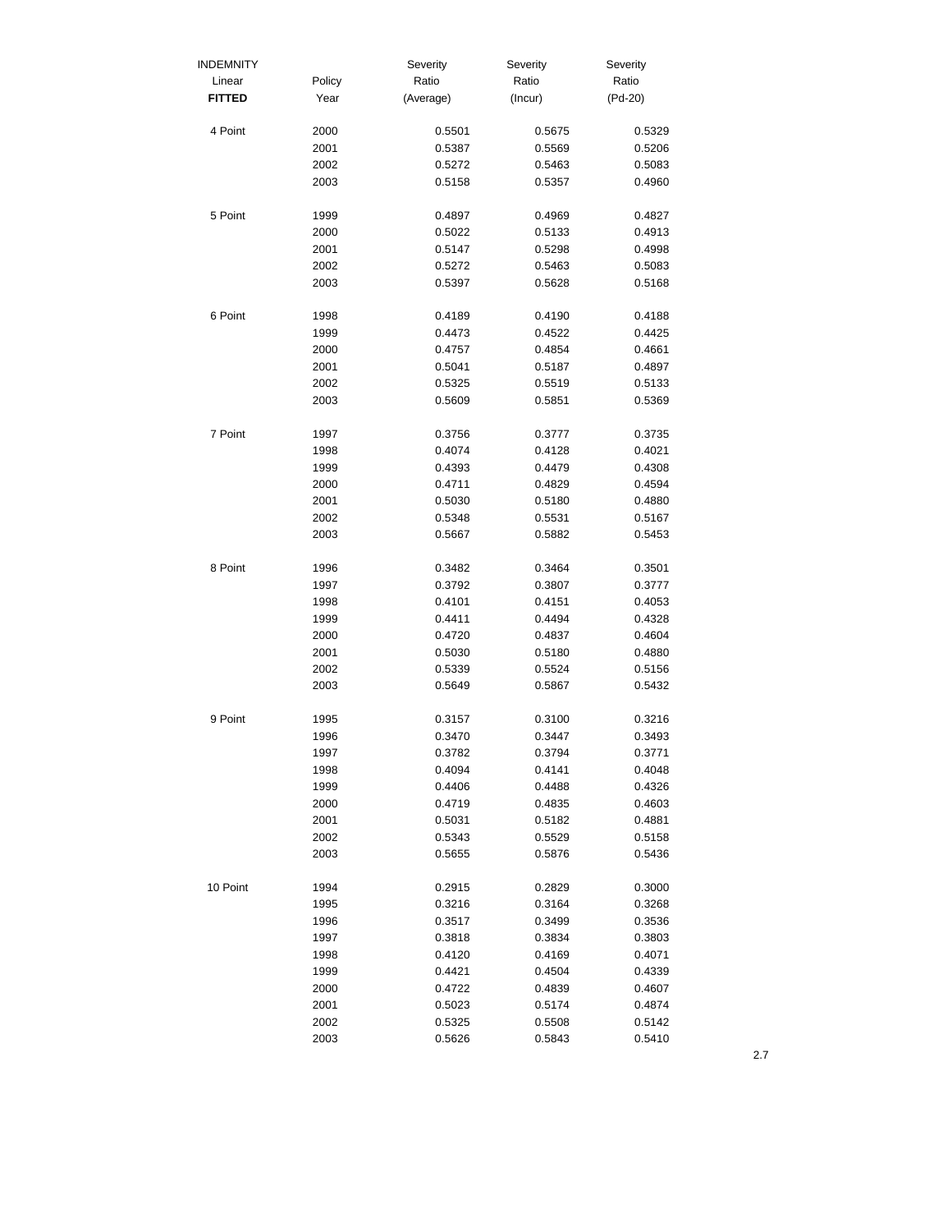| INDEMNITY Linear **FITTED** | Policy Year | Severity Ratio (Average) | Severity Ratio (Incur) | Severity Ratio (Pd-20) |
|---|---|---|---|---|
| 4 Point | 2000 | 0.5501 | 0.5675 | 0.5329 |
| | 2001 | 0.5387 | 0.5569 | 0.5206 |
| | 2002 | 0.5272 | 0.5463 | 0.5083 |
| | 2003 | 0.5158 | 0.5357 | 0.4960 |
| 5 Point | 1999 | 0.4897 | 0.4969 | 0.4827 |
| | 2000 | 0.5022 | 0.5133 | 0.4913 |
| | 2001 | 0.5147 | 0.5298 | 0.4998 |
| | 2002 | 0.5272 | 0.5463 | 0.5083 |
| | 2003 | 0.5397 | 0.5628 | 0.5168 |
| 6 Point | 1998 | 0.4189 | 0.4190 | 0.4188 |
| | 1999 | 0.4473 | 0.4522 | 0.4425 |
| | 2000 | 0.4757 | 0.4854 | 0.4661 |
| | 2001 | 0.5041 | 0.5187 | 0.4897 |
| | 2002 | 0.5325 | 0.5519 | 0.5133 |
| | 2003 | 0.5609 | 0.5851 | 0.5369 |
| 7 Point | 1997 | 0.3756 | 0.3777 | 0.3735 |
| | 1998 | 0.4074 | 0.4128 | 0.4021 |
| | 1999 | 0.4393 | 0.4479 | 0.4308 |
| | 2000 | 0.4711 | 0.4829 | 0.4594 |
| | 2001 | 0.5030 | 0.5180 | 0.4880 |
| | 2002 | 0.5348 | 0.5531 | 0.5167 |
| | 2003 | 0.5667 | 0.5882 | 0.5453 |
| 8 Point | 1996 | 0.3482 | 0.3464 | 0.3501 |
| | 1997 | 0.3792 | 0.3807 | 0.3777 |
| | 1998 | 0.4101 | 0.4151 | 0.4053 |
| | 1999 | 0.4411 | 0.4494 | 0.4328 |
| | 2000 | 0.4720 | 0.4837 | 0.4604 |
| | 2001 | 0.5030 | 0.5180 | 0.4880 |
| | 2002 | 0.5339 | 0.5524 | 0.5156 |
| | 2003 | 0.5649 | 0.5867 | 0.5432 |
| 9 Point | 1995 | 0.3157 | 0.3100 | 0.3216 |
| | 1996 | 0.3470 | 0.3447 | 0.3493 |
| | 1997 | 0.3782 | 0.3794 | 0.3771 |
| | 1998 | 0.4094 | 0.4141 | 0.4048 |
| | 1999 | 0.4406 | 0.4488 | 0.4326 |
| | 2000 | 0.4719 | 0.4835 | 0.4603 |
| | 2001 | 0.5031 | 0.5182 | 0.4881 |
| | 2002 | 0.5343 | 0.5529 | 0.5158 |
| | 2003 | 0.5655 | 0.5876 | 0.5436 |
| 10 Point | 1994 | 0.2915 | 0.2829 | 0.3000 |
| | 1995 | 0.3216 | 0.3164 | 0.3268 |
| | 1996 | 0.3517 | 0.3499 | 0.3536 |
| | 1997 | 0.3818 | 0.3834 | 0.3803 |
| | 1998 | 0.4120 | 0.4169 | 0.4071 |
| | 1999 | 0.4421 | 0.4504 | 0.4339 |
| | 2000 | 0.4722 | 0.4839 | 0.4607 |
| | 2001 | 0.5023 | 0.5174 | 0.4874 |
| | 2002 | 0.5325 | 0.5508 | 0.5142 |
| | 2003 | 0.5626 | 0.5843 | 0.5410 |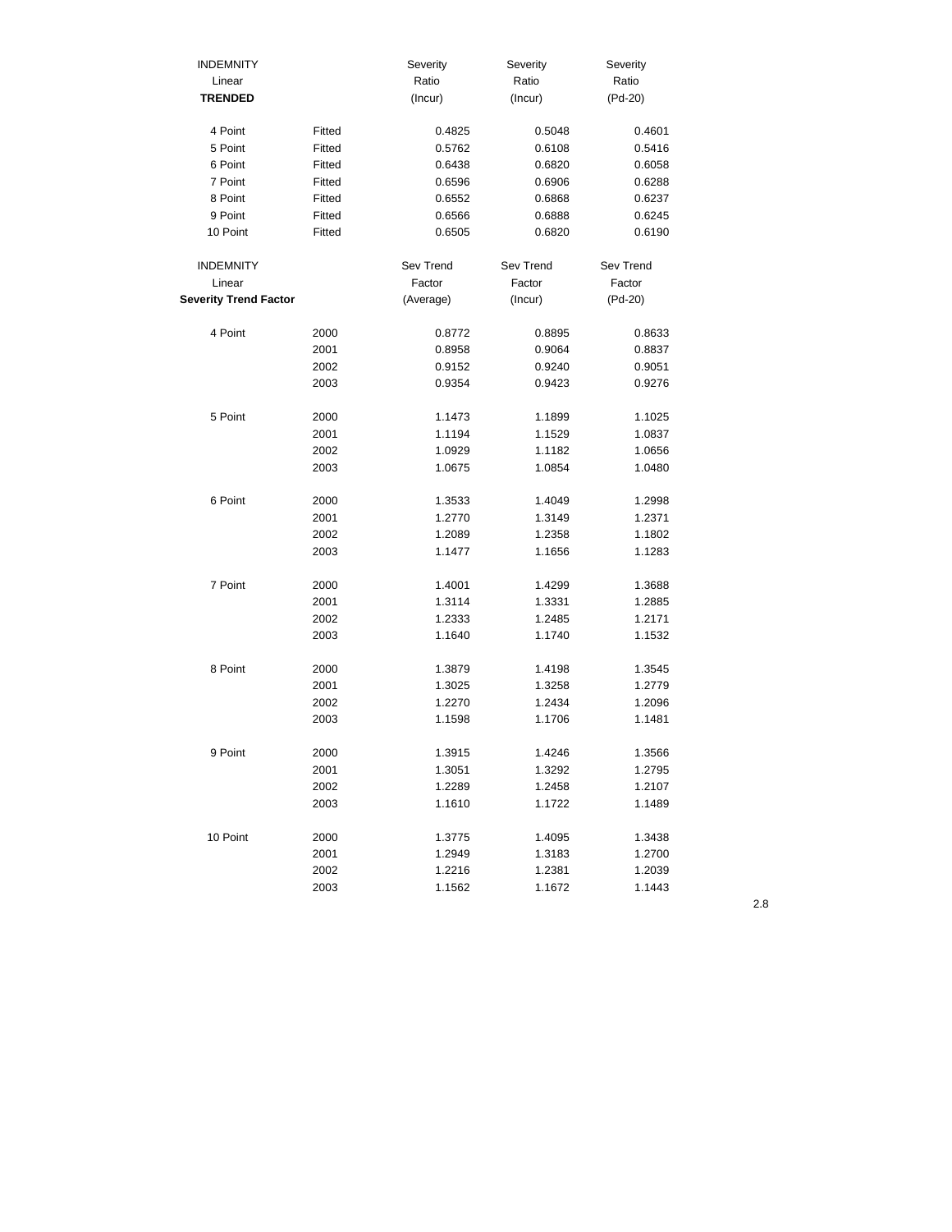| INDEMNITY Linear **TRENDED** | | Severity Ratio (Incur) | Severity Ratio (Incur) | Severity Ratio (Pd-20) |
|---|---|---|---|---|
| 4 Point | Fitted | 0.4825 | 0.5048 | 0.4601 |
| 5 Point | Fitted | 0.5762 | 0.6108 | 0.5416 |
| 6 Point | Fitted | 0.6438 | 0.6820 | 0.6058 |
| 7 Point | Fitted | 0.6596 | 0.6906 | 0.6288 |
| 8 Point | Fitted | 0.6552 | 0.6868 | 0.6237 |
| 9 Point | Fitted | 0.6566 | 0.6888 | 0.6245 |
| 10 Point | Fitted | 0.6505 | 0.6820 | 0.6190 |

| INDEMNITY Linear **Severity Trend Factor** | | Sev Trend Factor (Average) | Sev Trend Factor (Incur) | Sev Trend Factor (Pd-20) |
|---|---|---|---|---|
| 4 Point | 2000 | 0.8772 | 0.8895 | 0.8633 |
| | 2001 | 0.8958 | 0.9064 | 0.8837 |
| | 2002 | 0.9152 | 0.9240 | 0.9051 |
| | 2003 | 0.9354 | 0.9423 | 0.9276 |
| 5 Point | 2000 | 1.1473 | 1.1899 | 1.1025 |
| | 2001 | 1.1194 | 1.1529 | 1.0837 |
| | 2002 | 1.0929 | 1.1182 | 1.0656 |
| | 2003 | 1.0675 | 1.0854 | 1.0480 |
| 6 Point | 2000 | 1.3533 | 1.4049 | 1.2998 |
| | 2001 | 1.2770 | 1.3149 | 1.2371 |
| | 2002 | 1.2089 | 1.2358 | 1.1802 |
| | 2003 | 1.1477 | 1.1656 | 1.1283 |
| 7 Point | 2000 | 1.4001 | 1.4299 | 1.3688 |
| | 2001 | 1.3114 | 1.3331 | 1.2885 |
| | 2002 | 1.2333 | 1.2485 | 1.2171 |
| | 2003 | 1.1640 | 1.1740 | 1.1532 |
| 8 Point | 2000 | 1.3879 | 1.4198 | 1.3545 |
| | 2001 | 1.3025 | 1.3258 | 1.2779 |
| | 2002 | 1.2270 | 1.2434 | 1.2096 |
| | 2003 | 1.1598 | 1.1706 | 1.1481 |
| 9 Point | 2000 | 1.3915 | 1.4246 | 1.3566 |
| | 2001 | 1.3051 | 1.3292 | 1.2795 |
| | 2002 | 1.2289 | 1.2458 | 1.2107 |
| | 2003 | 1.1610 | 1.1722 | 1.1489 |
| 10 Point | 2000 | 1.3775 | 1.4095 | 1.3438 |
| | 2001 | 1.2949 | 1.3183 | 1.2700 |
| | 2002 | 1.2216 | 1.2381 | 1.2039 |
| | 2003 | 1.1562 | 1.1672 | 1.1443 |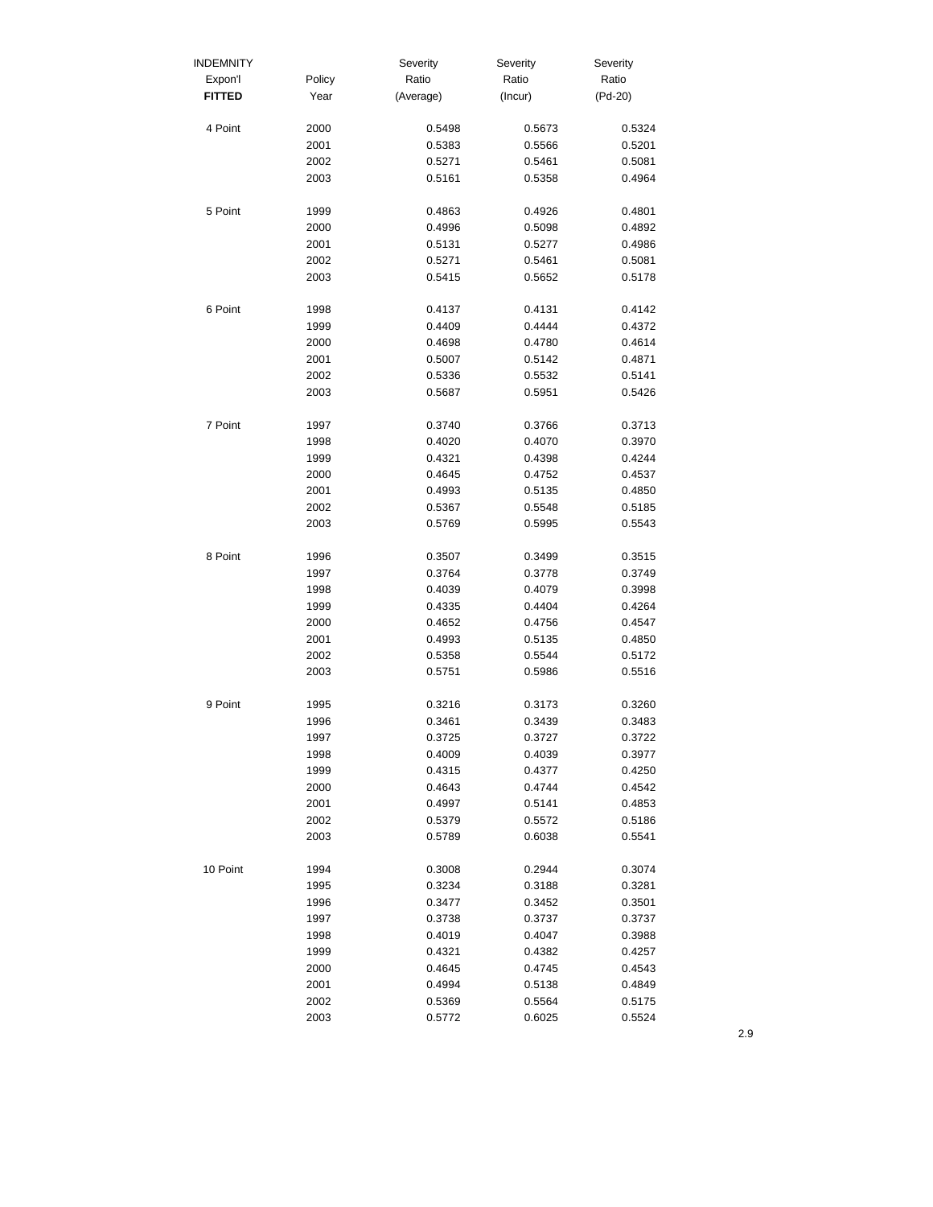| INDEMNITY Expon'l **FITTED** | Policy Year | Severity Ratio (Average) | Severity Ratio (Incur) | Severity Ratio (Pd-20) |
|---|---|---|---|---|
| 4 Point | 2000 | 0.5498 | 0.5673 | 0.5324 |
| | 2001 | 0.5383 | 0.5566 | 0.5201 |
| | 2002 | 0.5271 | 0.5461 | 0.5081 |
| | 2003 | 0.5161 | 0.5358 | 0.4964 |
| 5 Point | 1999 | 0.4863 | 0.4926 | 0.4801 |
| | 2000 | 0.4996 | 0.5098 | 0.4892 |
| | 2001 | 0.5131 | 0.5277 | 0.4986 |
| | 2002 | 0.5271 | 0.5461 | 0.5081 |
| | 2003 | 0.5415 | 0.5652 | 0.5178 |
| 6 Point | 1998 | 0.4137 | 0.4131 | 0.4142 |
| | 1999 | 0.4409 | 0.4444 | 0.4372 |
| | 2000 | 0.4698 | 0.4780 | 0.4614 |
| | 2001 | 0.5007 | 0.5142 | 0.4871 |
| | 2002 | 0.5336 | 0.5532 | 0.5141 |
| | 2003 | 0.5687 | 0.5951 | 0.5426 |
| 7 Point | 1997 | 0.3740 | 0.3766 | 0.3713 |
| | 1998 | 0.4020 | 0.4070 | 0.3970 |
| | 1999 | 0.4321 | 0.4398 | 0.4244 |
| | 2000 | 0.4645 | 0.4752 | 0.4537 |
| | 2001 | 0.4993 | 0.5135 | 0.4850 |
| | 2002 | 0.5367 | 0.5548 | 0.5185 |
| | 2003 | 0.5769 | 0.5995 | 0.5543 |
| 8 Point | 1996 | 0.3507 | 0.3499 | 0.3515 |
| | 1997 | 0.3764 | 0.3778 | 0.3749 |
| | 1998 | 0.4039 | 0.4079 | 0.3998 |
| | 1999 | 0.4335 | 0.4404 | 0.4264 |
| | 2000 | 0.4652 | 0.4756 | 0.4547 |
| | 2001 | 0.4993 | 0.5135 | 0.4850 |
| | 2002 | 0.5358 | 0.5544 | 0.5172 |
| | 2003 | 0.5751 | 0.5986 | 0.5516 |
| 9 Point | 1995 | 0.3216 | 0.3173 | 0.3260 |
| | 1996 | 0.3461 | 0.3439 | 0.3483 |
| | 1997 | 0.3725 | 0.3727 | 0.3722 |
| | 1998 | 0.4009 | 0.4039 | 0.3977 |
| | 1999 | 0.4315 | 0.4377 | 0.4250 |
| | 2000 | 0.4643 | 0.4744 | 0.4542 |
| | 2001 | 0.4997 | 0.5141 | 0.4853 |
| | 2002 | 0.5379 | 0.5572 | 0.5186 |
| | 2003 | 0.5789 | 0.6038 | 0.5541 |
| 10 Point | 1994 | 0.3008 | 0.2944 | 0.3074 |
| | 1995 | 0.3234 | 0.3188 | 0.3281 |
| | 1996 | 0.3477 | 0.3452 | 0.3501 |
| | 1997 | 0.3738 | 0.3737 | 0.3737 |
| | 1998 | 0.4019 | 0.4047 | 0.3988 |
| | 1999 | 0.4321 | 0.4382 | 0.4257 |
| | 2000 | 0.4645 | 0.4745 | 0.4543 |
| | 2001 | 0.4994 | 0.5138 | 0.4849 |
| | 2002 | 0.5369 | 0.5564 | 0.5175 |
| | 2003 | 0.5772 | 0.6025 | 0.5524 |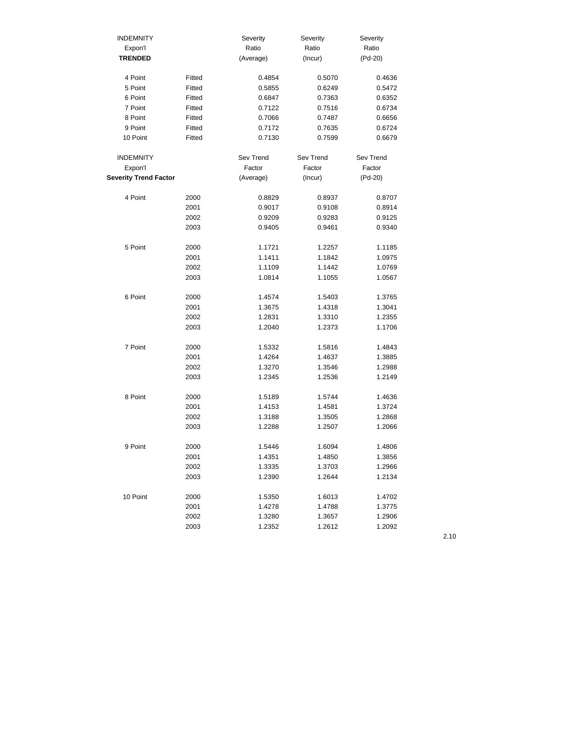| INDEMNITY<br>Expon'l<br>**TRENDED** | | Severity<br>Ratio<br>(Average) | Severity<br>Ratio<br>(Incur) | Severity<br>Ratio<br>(Pd-20) |
|---|---|---|---|---|
| 4 Point | Fitted | 0.4854 | 0.5070 | 0.4636 |
| 5 Point | Fitted | 0.5855 | 0.6249 | 0.5472 |
| 6 Point | Fitted | 0.6847 | 0.7363 | 0.6352 |
| 7 Point | Fitted | 0.7122 | 0.7516 | 0.6734 |
| 8 Point | Fitted | 0.7066 | 0.7487 | 0.6656 |
| 9 Point | Fitted | 0.7172 | 0.7635 | 0.6724 |
| 10 Point | Fitted | 0.7130 | 0.7599 | 0.6679 |

| INDEMNITY<br>Expon'l<br>**Severity Trend Factor** | | Sev Trend<br>Factor<br>(Average) | Sev Trend<br>Factor<br>(Incur) | Sev Trend<br>Factor<br>(Pd-20) |
|---|---|---|---|---|
| 4 Point | 2000 | 0.8829 | 0.8937 | 0.8707 |
| | 2001 | 0.9017 | 0.9108 | 0.8914 |
| | 2002 | 0.9209 | 0.9283 | 0.9125 |
| | 2003 | 0.9405 | 0.9461 | 0.9340 |
| 5 Point | 2000 | 1.1721 | 1.2257 | 1.1185 |
| | 2001 | 1.1411 | 1.1842 | 1.0975 |
| | 2002 | 1.1109 | 1.1442 | 1.0769 |
| | 2003 | 1.0814 | 1.1055 | 1.0567 |
| 6 Point | 2000 | 1.4574 | 1.5403 | 1.3765 |
| | 2001 | 1.3675 | 1.4318 | 1.3041 |
| | 2002 | 1.2831 | 1.3310 | 1.2355 |
| | 2003 | 1.2040 | 1.2373 | 1.1706 |
| 7 Point | 2000 | 1.5332 | 1.5816 | 1.4843 |
| | 2001 | 1.4264 | 1.4637 | 1.3885 |
| | 2002 | 1.3270 | 1.3546 | 1.2988 |
| | 2003 | 1.2345 | 1.2536 | 1.2149 |
| 8 Point | 2000 | 1.5189 | 1.5744 | 1.4636 |
| | 2001 | 1.4153 | 1.4581 | 1.3724 |
| | 2002 | 1.3188 | 1.3505 | 1.2868 |
| | 2003 | 1.2288 | 1.2507 | 1.2066 |
| 9 Point | 2000 | 1.5446 | 1.6094 | 1.4806 |
| | 2001 | 1.4351 | 1.4850 | 1.3856 |
| | 2002 | 1.3335 | 1.3703 | 1.2966 |
| | 2003 | 1.2390 | 1.2644 | 1.2134 |
| 10 Point | 2000 | 1.5350 | 1.6013 | 1.4702 |
| | 2001 | 1.4278 | 1.4788 | 1.3775 |
| | 2002 | 1.3280 | 1.3657 | 1.2906 |
| | 2003 | 1.2352 | 1.2612 | 1.2092 |

2.10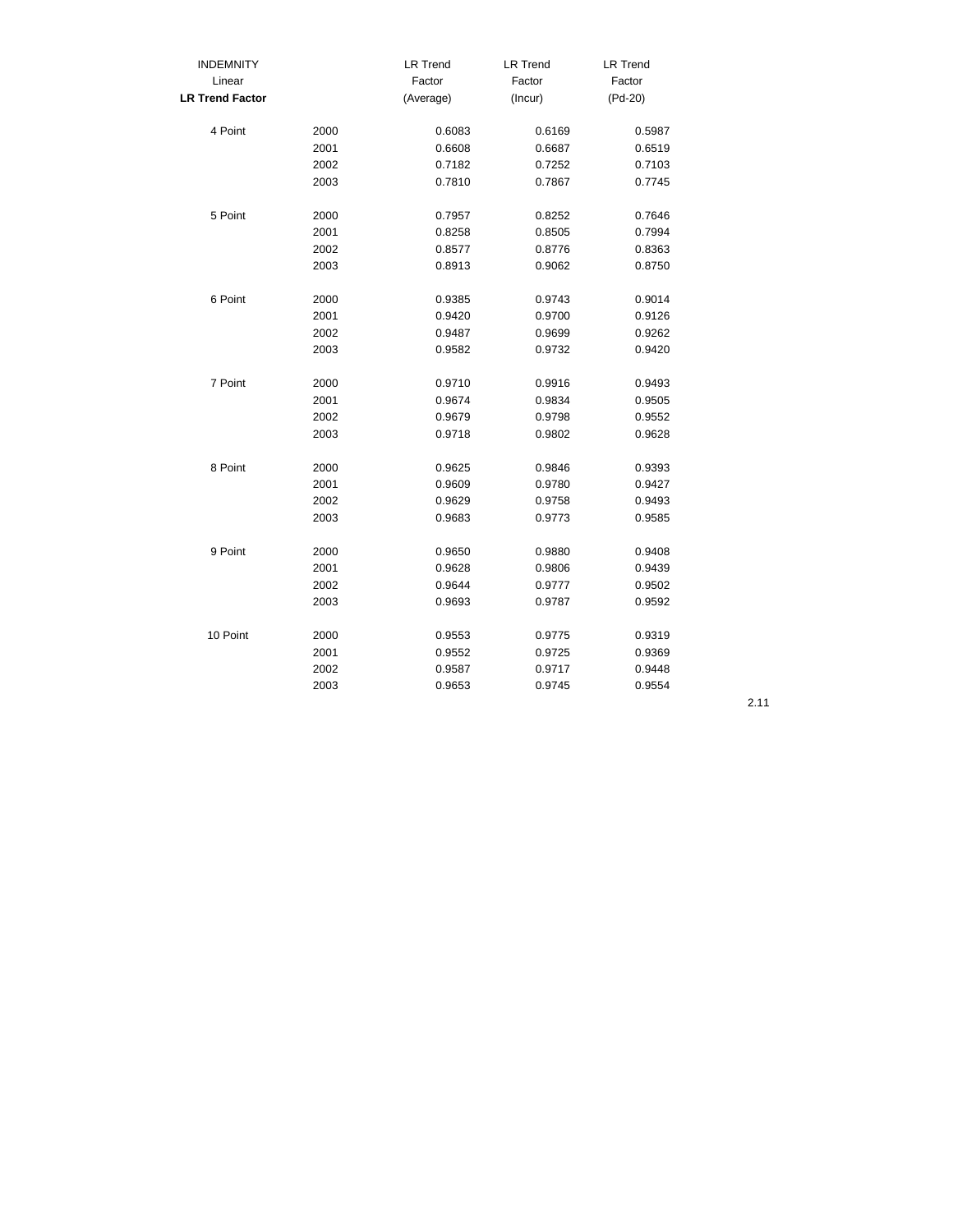| INDEMNITY Linear **LR Trend Factor** | | LR Trend Factor (Average) | LR Trend Factor (Incur) | LR Trend Factor (Pd-20) |
|---|---|---|---|---|
| 4 Point | 2000 | 0.6083 | 0.6169 | 0.5987 |
| | 2001 | 0.6608 | 0.6687 | 0.6519 |
| | 2002 | 0.7182 | 0.7252 | 0.7103 |
| | 2003 | 0.7810 | 0.7867 | 0.7745 |
| 5 Point | 2000 | 0.7957 | 0.8252 | 0.7646 |
| | 2001 | 0.8258 | 0.8505 | 0.7994 |
| | 2002 | 0.8577 | 0.8776 | 0.8363 |
| | 2003 | 0.8913 | 0.9062 | 0.8750 |
| 6 Point | 2000 | 0.9385 | 0.9743 | 0.9014 |
| | 2001 | 0.9420 | 0.9700 | 0.9126 |
| | 2002 | 0.9487 | 0.9699 | 0.9262 |
| | 2003 | 0.9582 | 0.9732 | 0.9420 |
| 7 Point | 2000 | 0.9710 | 0.9916 | 0.9493 |
| | 2001 | 0.9674 | 0.9834 | 0.9505 |
| | 2002 | 0.9679 | 0.9798 | 0.9552 |
| | 2003 | 0.9718 | 0.9802 | 0.9628 |
| 8 Point | 2000 | 0.9625 | 0.9846 | 0.9393 |
| | 2001 | 0.9609 | 0.9780 | 0.9427 |
| | 2002 | 0.9629 | 0.9758 | 0.9493 |
| | 2003 | 0.9683 | 0.9773 | 0.9585 |
| 9 Point | 2000 | 0.9650 | 0.9880 | 0.9408 |
| | 2001 | 0.9628 | 0.9806 | 0.9439 |
| | 2002 | 0.9644 | 0.9777 | 0.9502 |
| | 2003 | 0.9693 | 0.9787 | 0.9592 |
| 10 Point | 2000 | 0.9553 | 0.9775 | 0.9319 |
| | 2001 | 0.9552 | 0.9725 | 0.9369 |
| | 2002 | 0.9587 | 0.9717 | 0.9448 |
| | 2003 | 0.9653 | 0.9745 | 0.9554 |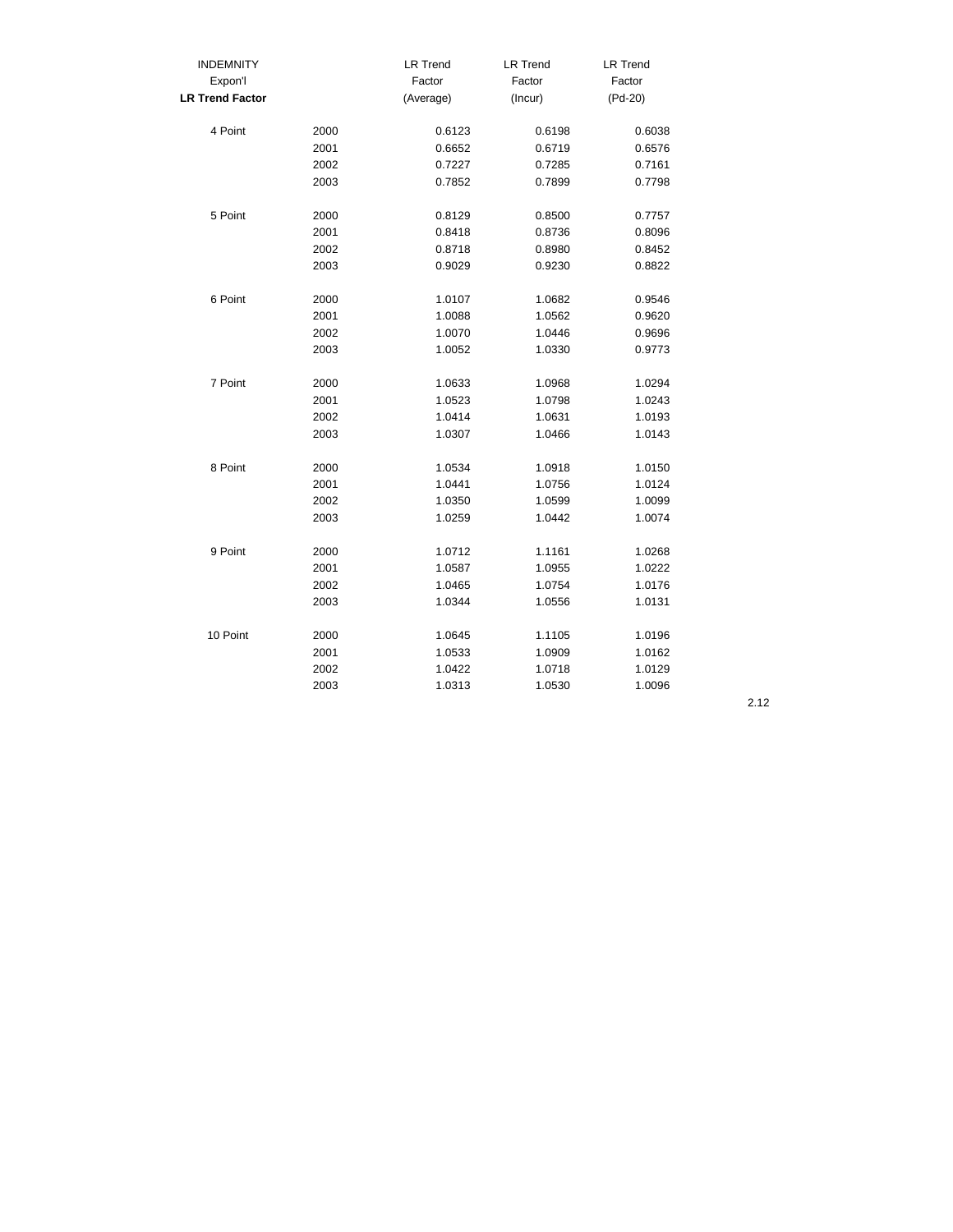| INDEMNITY Expon'l **LR Trend Factor** | | LR Trend Factor (Average) | LR Trend Factor (Incur) | LR Trend Factor (Pd-20) |
|---|---|---|---|---|
| 4 Point | 2000 | 0.6123 | 0.6198 | 0.6038 |
| | 2001 | 0.6652 | 0.6719 | 0.6576 |
| | 2002 | 0.7227 | 0.7285 | 0.7161 |
| | 2003 | 0.7852 | 0.7899 | 0.7798 |
| 5 Point | 2000 | 0.8129 | 0.8500 | 0.7757 |
| | 2001 | 0.8418 | 0.8736 | 0.8096 |
| | 2002 | 0.8718 | 0.8980 | 0.8452 |
| | 2003 | 0.9029 | 0.9230 | 0.8822 |
| 6 Point | 2000 | 1.0107 | 1.0682 | 0.9546 |
| | 2001 | 1.0088 | 1.0562 | 0.9620 |
| | 2002 | 1.0070 | 1.0446 | 0.9696 |
| | 2003 | 1.0052 | 1.0330 | 0.9773 |
| 7 Point | 2000 | 1.0633 | 1.0968 | 1.0294 |
| | 2001 | 1.0523 | 1.0798 | 1.0243 |
| | 2002 | 1.0414 | 1.0631 | 1.0193 |
| | 2003 | 1.0307 | 1.0466 | 1.0143 |
| 8 Point | 2000 | 1.0534 | 1.0918 | 1.0150 |
| | 2001 | 1.0441 | 1.0756 | 1.0124 |
| | 2002 | 1.0350 | 1.0599 | 1.0099 |
| | 2003 | 1.0259 | 1.0442 | 1.0074 |
| 9 Point | 2000 | 1.0712 | 1.1161 | 1.0268 |
| | 2001 | 1.0587 | 1.0955 | 1.0222 |
| | 2002 | 1.0465 | 1.0754 | 1.0176 |
| | 2003 | 1.0344 | 1.0556 | 1.0131 |
| 10 Point | 2000 | 1.0645 | 1.1105 | 1.0196 |
| | 2001 | 1.0533 | 1.0909 | 1.0162 |
| | 2002 | 1.0422 | 1.0718 | 1.0129 |
| | 2003 | 1.0313 | 1.0530 | 1.0096 |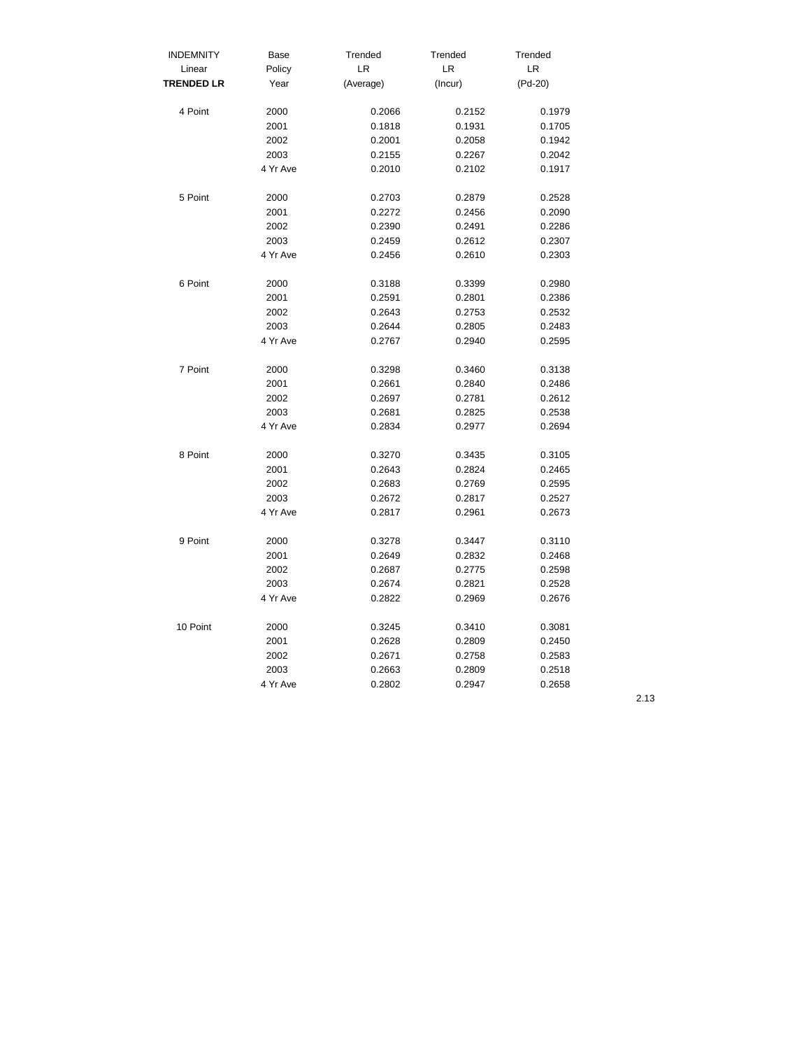| INDEMNITY Linear **TRENDED LR** | Base Policy Year | Trended LR (Average) | Trended LR (Incur) | Trended LR (Pd-20) |
|---|---|---|---|---|
| 4 Point | 2000 | 0.2066 | 0.2152 | 0.1979 |
| | 2001 | 0.1818 | 0.1931 | 0.1705 |
| | 2002 | 0.2001 | 0.2058 | 0.1942 |
| | 2003 | 0.2155 | 0.2267 | 0.2042 |
| | 4 Yr Ave | 0.2010 | 0.2102 | 0.1917 |
| 5 Point | 2000 | 0.2703 | 0.2879 | 0.2528 |
| | 2001 | 0.2272 | 0.2456 | 0.2090 |
| | 2002 | 0.2390 | 0.2491 | 0.2286 |
| | 2003 | 0.2459 | 0.2612 | 0.2307 |
| | 4 Yr Ave | 0.2456 | 0.2610 | 0.2303 |
| 6 Point | 2000 | 0.3188 | 0.3399 | 0.2980 |
| | 2001 | 0.2591 | 0.2801 | 0.2386 |
| | 2002 | 0.2643 | 0.2753 | 0.2532 |
| | 2003 | 0.2644 | 0.2805 | 0.2483 |
| | 4 Yr Ave | 0.2767 | 0.2940 | 0.2595 |
| 7 Point | 2000 | 0.3298 | 0.3460 | 0.3138 |
| | 2001 | 0.2661 | 0.2840 | 0.2486 |
| | 2002 | 0.2697 | 0.2781 | 0.2612 |
| | 2003 | 0.2681 | 0.2825 | 0.2538 |
| | 4 Yr Ave | 0.2834 | 0.2977 | 0.2694 |
| 8 Point | 2000 | 0.3270 | 0.3435 | 0.3105 |
| | 2001 | 0.2643 | 0.2824 | 0.2465 |
| | 2002 | 0.2683 | 0.2769 | 0.2595 |
| | 2003 | 0.2672 | 0.2817 | 0.2527 |
| | 4 Yr Ave | 0.2817 | 0.2961 | 0.2673 |
| 9 Point | 2000 | 0.3278 | 0.3447 | 0.3110 |
| | 2001 | 0.2649 | 0.2832 | 0.2468 |
| | 2002 | 0.2687 | 0.2775 | 0.2598 |
| | 2003 | 0.2674 | 0.2821 | 0.2528 |
| | 4 Yr Ave | 0.2822 | 0.2969 | 0.2676 |
| 10 Point | 2000 | 0.3245 | 0.3410 | 0.3081 |
| | 2001 | 0.2628 | 0.2809 | 0.2450 |
| | 2002 | 0.2671 | 0.2758 | 0.2583 |
| | 2003 | 0.2663 | 0.2809 | 0.2518 |
| | 4 Yr Ave | 0.2802 | 0.2947 | 0.2658 |

2.13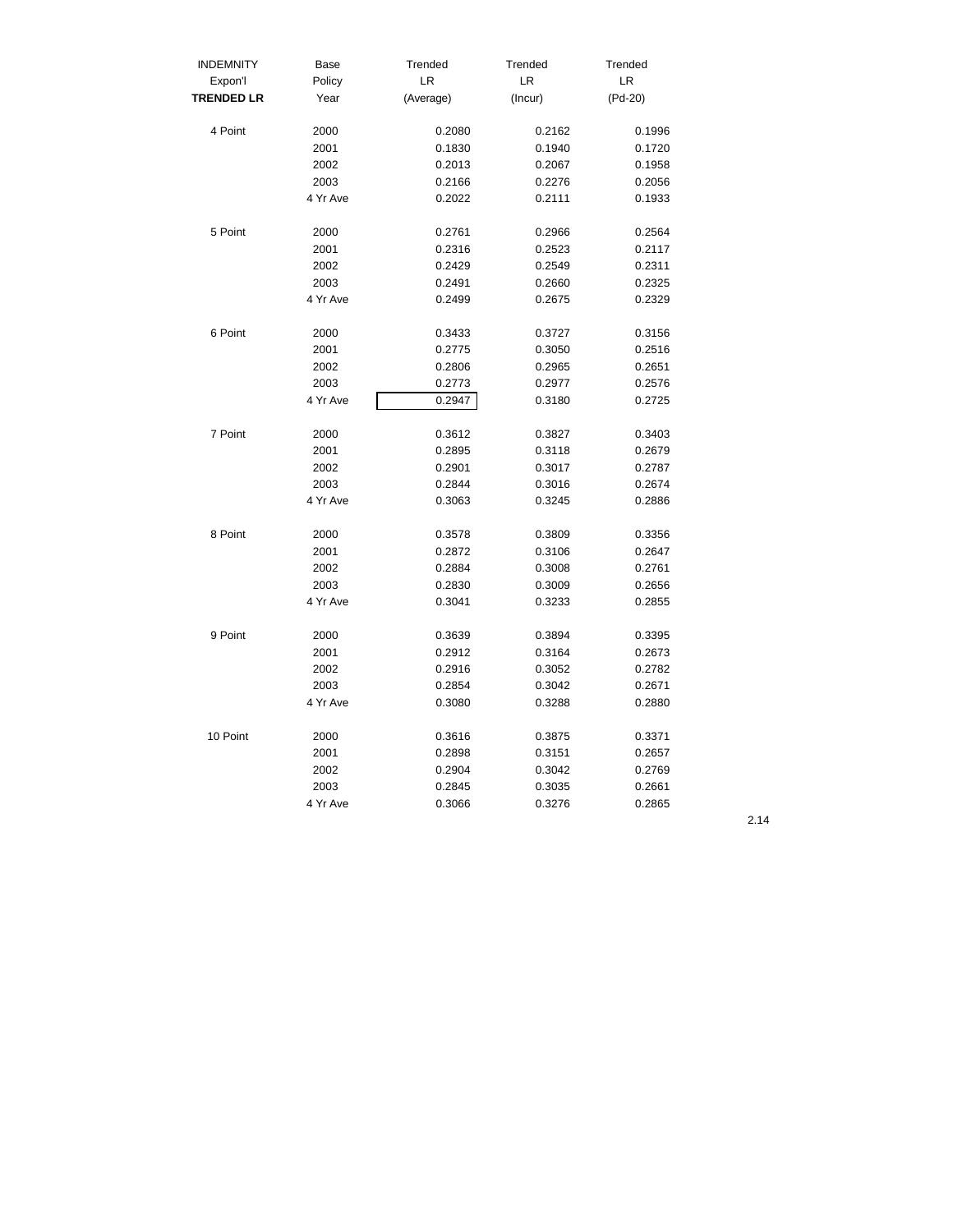| INDEMNITY Expon'l **TRENDED LR** | Base Policy Year | Trended LR (Average) | Trended LR (Incur) | Trended LR (Pd-20) |
|---|---|---|---|---|
| 4 Point | 2000 | 0.2080 | 0.2162 | 0.1996 |
| | 2001 | 0.1830 | 0.1940 | 0.1720 |
| | 2002 | 0.2013 | 0.2067 | 0.1958 |
| | 2003 | 0.2166 | 0.2276 | 0.2056 |
| | 4 Yr Ave | 0.2022 | 0.2111 | 0.1933 |
| 5 Point | 2000 | 0.2761 | 0.2966 | 0.2564 |
| | 2001 | 0.2316 | 0.2523 | 0.2117 |
| | 2002 | 0.2429 | 0.2549 | 0.2311 |
| | 2003 | 0.2491 | 0.2660 | 0.2325 |
| | 4 Yr Ave | 0.2499 | 0.2675 | 0.2329 |
| 6 Point | 2000 | 0.3433 | 0.3727 | 0.3156 |
| | 2001 | 0.2775 | 0.3050 | 0.2516 |
| | 2002 | 0.2806 | 0.2965 | 0.2651 |
| | 2003 | 0.2773 | 0.2977 | 0.2576 |
| | 4 Yr Ave | 0.2947 | 0.3180 | 0.2725 |
| 7 Point | 2000 | 0.3612 | 0.3827 | 0.3403 |
| | 2001 | 0.2895 | 0.3118 | 0.2679 |
| | 2002 | 0.2901 | 0.3017 | 0.2787 |
| | 2003 | 0.2844 | 0.3016 | 0.2674 |
| | 4 Yr Ave | 0.3063 | 0.3245 | 0.2886 |
| 8 Point | 2000 | 0.3578 | 0.3809 | 0.3356 |
| | 2001 | 0.2872 | 0.3106 | 0.2647 |
| | 2002 | 0.2884 | 0.3008 | 0.2761 |
| | 2003 | 0.2830 | 0.3009 | 0.2656 |
| | 4 Yr Ave | 0.3041 | 0.3233 | 0.2855 |
| 9 Point | 2000 | 0.3639 | 0.3894 | 0.3395 |
| | 2001 | 0.2912 | 0.3164 | 0.2673 |
| | 2002 | 0.2916 | 0.3052 | 0.2782 |
| | 2003 | 0.2854 | 0.3042 | 0.2671 |
| | 4 Yr Ave | 0.3080 | 0.3288 | 0.2880 |
| 10 Point | 2000 | 0.3616 | 0.3875 | 0.3371 |
| | 2001 | 0.2898 | 0.3151 | 0.2657 |
| | 2002 | 0.2904 | 0.3042 | 0.2769 |
| | 2003 | 0.2845 | 0.3035 | 0.2661 |
| | 4 Yr Ave | 0.3066 | 0.3276 | 0.2865 |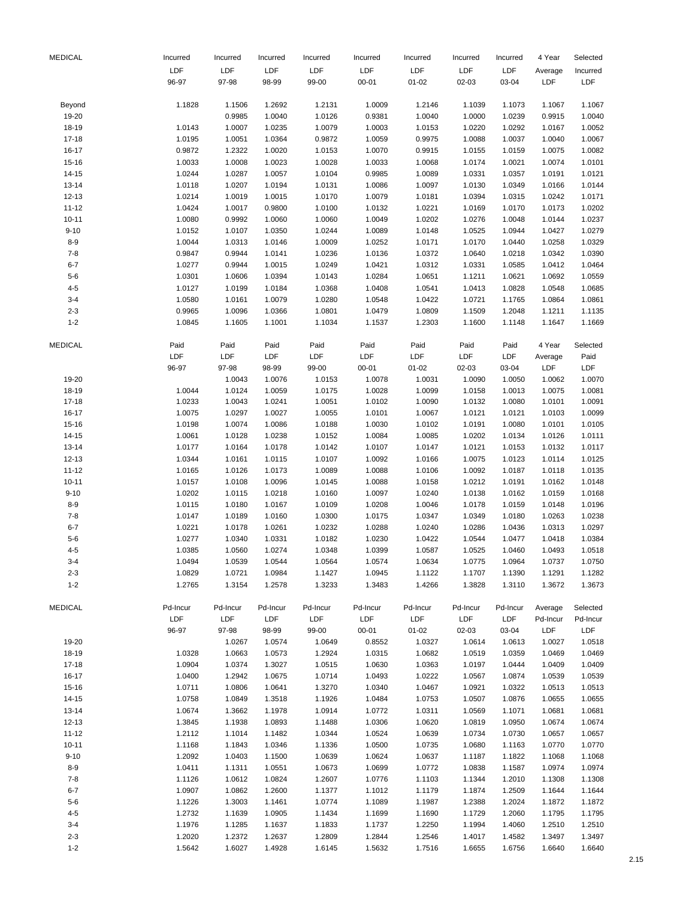| MEDICAL | Incurred LDF 96-97 | Incurred LDF 97-98 | Incurred LDF 98-99 | Incurred LDF 99-00 | Incurred LDF 00-01 | Incurred LDF 01-02 | Incurred LDF 02-03 | Incurred LDF 03-04 | 4 Year Average LDF | Selected Incurred LDF |
|---|---|---|---|---|---|---|---|---|---|---|
| Beyond | 1.1828 | 1.1506 | 1.2692 | 1.2131 | 1.0009 | 1.2146 | 1.1039 | 1.1073 | 1.1067 | 1.1067 |
| 19-20 | | 0.9985 | 1.0040 | 1.0126 | 0.9381 | 1.0040 | 1.0000 | 1.0239 | 0.9915 | 1.0040 |
| 18-19 | 1.0143 | 1.0007 | 1.0235 | 1.0079 | 1.0003 | 1.0153 | 1.0220 | 1.0292 | 1.0167 | 1.0052 |
| 17-18 | 1.0195 | 1.0051 | 1.0364 | 0.9872 | 1.0059 | 0.9975 | 1.0088 | 1.0037 | 1.0040 | 1.0067 |
| 16-17 | 0.9872 | 1.2322 | 1.0020 | 1.0153 | 1.0070 | 0.9915 | 1.0155 | 1.0159 | 1.0075 | 1.0082 |
| 15-16 | 1.0033 | 1.0008 | 1.0023 | 1.0028 | 1.0033 | 1.0068 | 1.0174 | 1.0021 | 1.0074 | 1.0101 |
| 14-15 | 1.0244 | 1.0287 | 1.0057 | 1.0104 | 0.9985 | 1.0089 | 1.0331 | 1.0357 | 1.0191 | 1.0121 |
| 13-14 | 1.0118 | 1.0207 | 1.0194 | 1.0131 | 1.0086 | 1.0097 | 1.0130 | 1.0349 | 1.0166 | 1.0144 |
| 12-13 | 1.0214 | 1.0019 | 1.0015 | 1.0170 | 1.0079 | 1.0181 | 1.0394 | 1.0315 | 1.0242 | 1.0171 |
| 11-12 | 1.0424 | 1.0017 | 0.9800 | 1.0100 | 1.0132 | 1.0221 | 1.0169 | 1.0170 | 1.0173 | 1.0202 |
| 10-11 | 1.0080 | 0.9992 | 1.0060 | 1.0060 | 1.0049 | 1.0202 | 1.0276 | 1.0048 | 1.0144 | 1.0237 |
| 9-10 | 1.0152 | 1.0107 | 1.0350 | 1.0244 | 1.0089 | 1.0148 | 1.0525 | 1.0944 | 1.0427 | 1.0279 |
| 8-9 | 1.0044 | 1.0313 | 1.0146 | 1.0009 | 1.0252 | 1.0171 | 1.0170 | 1.0440 | 1.0258 | 1.0329 |
| 7-8 | 0.9847 | 0.9944 | 1.0141 | 1.0236 | 1.0136 | 1.0372 | 1.0640 | 1.0218 | 1.0342 | 1.0390 |
| 6-7 | 1.0277 | 0.9944 | 1.0015 | 1.0249 | 1.0421 | 1.0312 | 1.0331 | 1.0585 | 1.0412 | 1.0464 |
| 5-6 | 1.0301 | 1.0606 | 1.0394 | 1.0143 | 1.0284 | 1.0651 | 1.1211 | 1.0621 | 1.0692 | 1.0559 |
| 4-5 | 1.0127 | 1.0199 | 1.0184 | 1.0368 | 1.0408 | 1.0541 | 1.0413 | 1.0828 | 1.0548 | 1.0685 |
| 3-4 | 1.0580 | 1.0161 | 1.0079 | 1.0280 | 1.0548 | 1.0422 | 1.0721 | 1.1765 | 1.0864 | 1.0861 |
| 2-3 | 0.9965 | 1.0096 | 1.0366 | 1.0801 | 1.0479 | 1.0809 | 1.1509 | 1.2048 | 1.1211 | 1.1135 |
| 1-2 | 1.0845 | 1.1605 | 1.1001 | 1.1034 | 1.1537 | 1.2303 | 1.1600 | 1.1148 | 1.1647 | 1.1669 |

| MEDICAL | Paid LDF 96-97 | Paid LDF 97-98 | Paid LDF 98-99 | Paid LDF 99-00 | Paid LDF 00-01 | Paid LDF 01-02 | Paid LDF 02-03 | Paid LDF 03-04 | 4 Year Average LDF | Selected Paid LDF |
|---|---|---|---|---|---|---|---|---|---|---|
| 19-20 | | 1.0043 | 1.0076 | 1.0153 | 1.0078 | 1.0031 | 1.0090 | 1.0050 | 1.0062 | 1.0070 |
| 18-19 | 1.0044 | 1.0124 | 1.0059 | 1.0175 | 1.0028 | 1.0099 | 1.0158 | 1.0013 | 1.0075 | 1.0081 |
| 17-18 | 1.0233 | 1.0043 | 1.0241 | 1.0051 | 1.0102 | 1.0090 | 1.0132 | 1.0080 | 1.0101 | 1.0091 |
| 16-17 | 1.0075 | 1.0297 | 1.0027 | 1.0055 | 1.0101 | 1.0067 | 1.0121 | 1.0121 | 1.0103 | 1.0099 |
| 15-16 | 1.0198 | 1.0074 | 1.0086 | 1.0188 | 1.0030 | 1.0102 | 1.0191 | 1.0080 | 1.0101 | 1.0105 |
| 14-15 | 1.0061 | 1.0128 | 1.0238 | 1.0152 | 1.0084 | 1.0085 | 1.0202 | 1.0134 | 1.0126 | 1.0111 |
| 13-14 | 1.0177 | 1.0164 | 1.0178 | 1.0142 | 1.0107 | 1.0147 | 1.0121 | 1.0153 | 1.0132 | 1.0117 |
| 12-13 | 1.0344 | 1.0161 | 1.0115 | 1.0107 | 1.0092 | 1.0166 | 1.0075 | 1.0123 | 1.0114 | 1.0125 |
| 11-12 | 1.0165 | 1.0126 | 1.0173 | 1.0089 | 1.0088 | 1.0106 | 1.0092 | 1.0187 | 1.0118 | 1.0135 |
| 10-11 | 1.0157 | 1.0108 | 1.0096 | 1.0145 | 1.0088 | 1.0158 | 1.0212 | 1.0191 | 1.0162 | 1.0148 |
| 9-10 | 1.0202 | 1.0115 | 1.0218 | 1.0160 | 1.0097 | 1.0240 | 1.0138 | 1.0162 | 1.0159 | 1.0168 |
| 8-9 | 1.0115 | 1.0180 | 1.0167 | 1.0109 | 1.0208 | 1.0046 | 1.0178 | 1.0159 | 1.0148 | 1.0196 |
| 7-8 | 1.0147 | 1.0189 | 1.0160 | 1.0300 | 1.0175 | 1.0347 | 1.0349 | 1.0180 | 1.0263 | 1.0238 |
| 6-7 | 1.0221 | 1.0178 | 1.0261 | 1.0232 | 1.0288 | 1.0240 | 1.0286 | 1.0436 | 1.0313 | 1.0297 |
| 5-6 | 1.0277 | 1.0340 | 1.0331 | 1.0182 | 1.0230 | 1.0422 | 1.0544 | 1.0477 | 1.0418 | 1.0384 |
| 4-5 | 1.0385 | 1.0560 | 1.0274 | 1.0348 | 1.0399 | 1.0587 | 1.0525 | 1.0460 | 1.0493 | 1.0518 |
| 3-4 | 1.0494 | 1.0539 | 1.0544 | 1.0564 | 1.0574 | 1.0634 | 1.0775 | 1.0964 | 1.0737 | 1.0750 |
| 2-3 | 1.0829 | 1.0721 | 1.0984 | 1.1427 | 1.0945 | 1.1122 | 1.1707 | 1.1390 | 1.1291 | 1.1282 |
| 1-2 | 1.2765 | 1.3154 | 1.2578 | 1.3233 | 1.3483 | 1.4266 | 1.3828 | 1.3110 | 1.3672 | 1.3673 |

| MEDICAL | Pd-Incur LDF 96-97 | Pd-Incur LDF 97-98 | Pd-Incur LDF 98-99 | Pd-Incur LDF 99-00 | Pd-Incur LDF 00-01 | Pd-Incur LDF 01-02 | Pd-Incur LDF 02-03 | Pd-Incur LDF 03-04 | Average Pd-Incur LDF | Selected Pd-Incur LDF |
|---|---|---|---|---|---|---|---|---|---|---|
| 19-20 | | 1.0267 | 1.0574 | 1.0649 | 0.8552 | 1.0327 | 1.0614 | 1.0613 | 1.0027 | 1.0518 |
| 18-19 | 1.0328 | 1.0663 | 1.0573 | 1.2924 | 1.0315 | 1.0682 | 1.0519 | 1.0359 | 1.0469 | 1.0469 |
| 17-18 | 1.0904 | 1.0374 | 1.3027 | 1.0515 | 1.0630 | 1.0363 | 1.0197 | 1.0444 | 1.0409 | 1.0409 |
| 16-17 | 1.0400 | 1.2942 | 1.0675 | 1.0714 | 1.0493 | 1.0222 | 1.0567 | 1.0874 | 1.0539 | 1.0539 |
| 15-16 | 1.0711 | 1.0806 | 1.0641 | 1.3270 | 1.0340 | 1.0467 | 1.0921 | 1.0322 | 1.0513 | 1.0513 |
| 14-15 | 1.0758 | 1.0849 | 1.3518 | 1.1926 | 1.0484 | 1.0753 | 1.0507 | 1.0876 | 1.0655 | 1.0655 |
| 13-14 | 1.0674 | 1.3662 | 1.1978 | 1.0914 | 1.0772 | 1.0311 | 1.0569 | 1.1071 | 1.0681 | 1.0681 |
| 12-13 | 1.3845 | 1.1938 | 1.0893 | 1.1488 | 1.0306 | 1.0620 | 1.0819 | 1.0950 | 1.0674 | 1.0674 |
| 11-12 | 1.2112 | 1.1014 | 1.1482 | 1.0344 | 1.0524 | 1.0639 | 1.0734 | 1.0730 | 1.0657 | 1.0657 |
| 10-11 | 1.1168 | 1.1843 | 1.0346 | 1.1336 | 1.0500 | 1.0735 | 1.0680 | 1.1163 | 1.0770 | 1.0770 |
| 9-10 | 1.2092 | 1.0403 | 1.1500 | 1.0639 | 1.0624 | 1.0637 | 1.1187 | 1.1822 | 1.1068 | 1.1068 |
| 8-9 | 1.0411 | 1.1311 | 1.0551 | 1.0673 | 1.0699 | 1.0772 | 1.0838 | 1.1587 | 1.0974 | 1.0974 |
| 7-8 | 1.1126 | 1.0612 | 1.0824 | 1.2607 | 1.0776 | 1.1103 | 1.1344 | 1.2010 | 1.1308 | 1.1308 |
| 6-7 | 1.0907 | 1.0862 | 1.2600 | 1.1377 | 1.1012 | 1.1179 | 1.1874 | 1.2509 | 1.1644 | 1.1644 |
| 5-6 | 1.1226 | 1.3003 | 1.1461 | 1.0774 | 1.1089 | 1.1987 | 1.2388 | 1.2024 | 1.1872 | 1.1872 |
| 4-5 | 1.2732 | 1.1639 | 1.0905 | 1.1434 | 1.1699 | 1.1690 | 1.1729 | 1.2060 | 1.1795 | 1.1795 |
| 3-4 | 1.1976 | 1.1285 | 1.1637 | 1.1833 | 1.1737 | 1.2250 | 1.1994 | 1.4060 | 1.2510 | 1.2510 |
| 2-3 | 1.2020 | 1.2372 | 1.2637 | 1.2809 | 1.2844 | 1.2546 | 1.4017 | 1.4582 | 1.3497 | 1.3497 |
| 1-2 | 1.5642 | 1.6027 | 1.4928 | 1.6145 | 1.5632 | 1.7516 | 1.6655 | 1.6756 | 1.6640 | 1.6640 |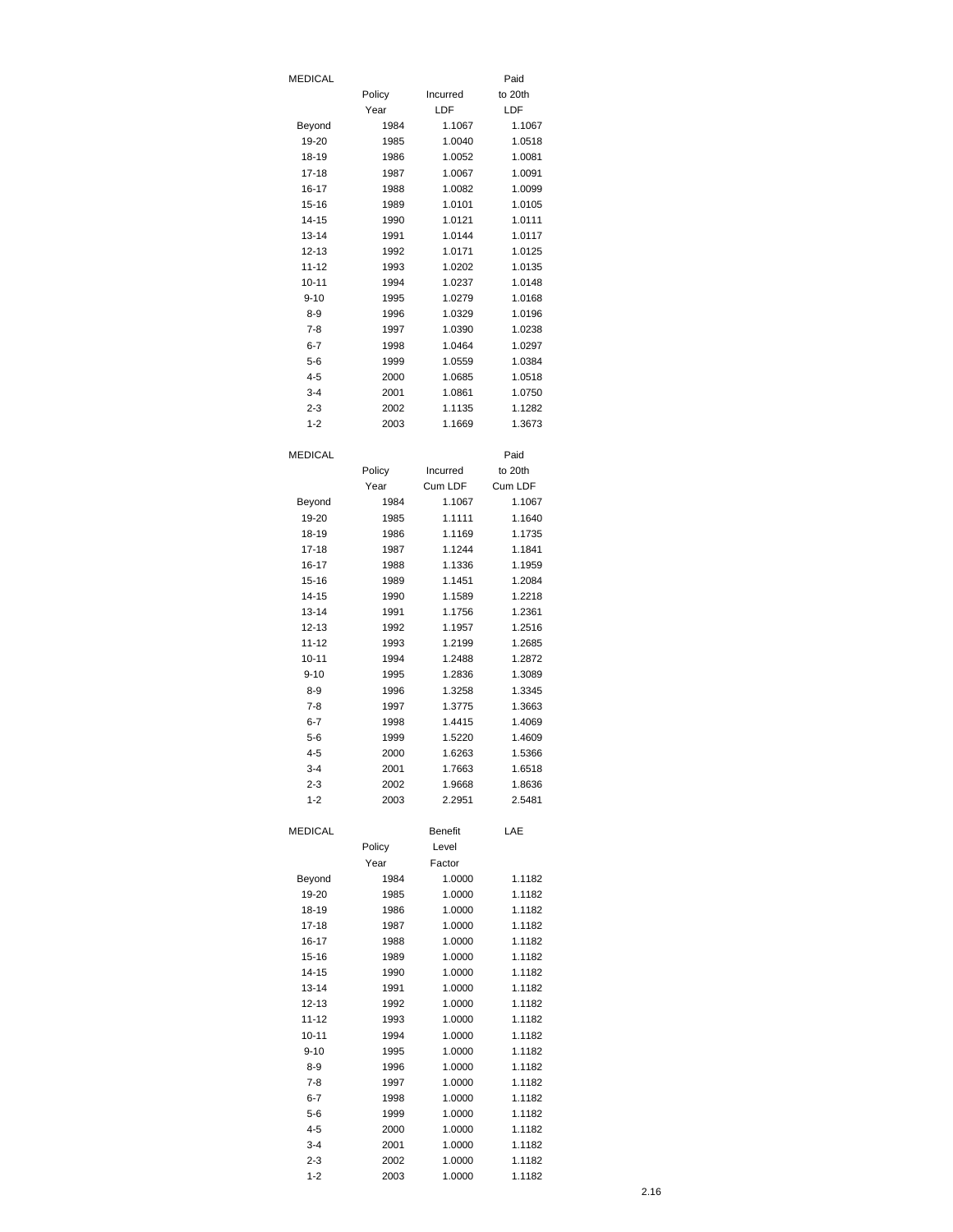| MEDICAL | | | Paid |
|---|---|---|---|
| | Policy | Incurred | to 20th |
| | Year | LDF | LDF |
| Beyond | 1984 | 1.1067 | 1.1067 |
| 19-20 | 1985 | 1.0040 | 1.0518 |
| 18-19 | 1986 | 1.0052 | 1.0081 |
| 17-18 | 1987 | 1.0067 | 1.0091 |
| 16-17 | 1988 | 1.0082 | 1.0099 |
| 15-16 | 1989 | 1.0101 | 1.0105 |
| 14-15 | 1990 | 1.0121 | 1.0111 |
| 13-14 | 1991 | 1.0144 | 1.0117 |
| 12-13 | 1992 | 1.0171 | 1.0125 |
| 11-12 | 1993 | 1.0202 | 1.0135 |
| 10-11 | 1994 | 1.0237 | 1.0148 |
| 9-10 | 1995 | 1.0279 | 1.0168 |
| 8-9 | 1996 | 1.0329 | 1.0196 |
| 7-8 | 1997 | 1.0390 | 1.0238 |
| 6-7 | 1998 | 1.0464 | 1.0297 |
| 5-6 | 1999 | 1.0559 | 1.0384 |
| 4-5 | 2000 | 1.0685 | 1.0518 |
| 3-4 | 2001 | 1.0861 | 1.0750 |
| 2-3 | 2002 | 1.1135 | 1.1282 |
| 1-2 | 2003 | 1.1669 | 1.3673 |

| MEDICAL | | | Paid |
|---|---|---|---|
| | Policy | Incurred | to 20th |
| | Year | Cum LDF | Cum LDF |
| Beyond | 1984 | 1.1067 | 1.1067 |
| 19-20 | 1985 | 1.1111 | 1.1640 |
| 18-19 | 1986 | 1.1169 | 1.1735 |
| 17-18 | 1987 | 1.1244 | 1.1841 |
| 16-17 | 1988 | 1.1336 | 1.1959 |
| 15-16 | 1989 | 1.1451 | 1.2084 |
| 14-15 | 1990 | 1.1589 | 1.2218 |
| 13-14 | 1991 | 1.1756 | 1.2361 |
| 12-13 | 1992 | 1.1957 | 1.2516 |
| 11-12 | 1993 | 1.2199 | 1.2685 |
| 10-11 | 1994 | 1.2488 | 1.2872 |
| 9-10 | 1995 | 1.2836 | 1.3089 |
| 8-9 | 1996 | 1.3258 | 1.3345 |
| 7-8 | 1997 | 1.3775 | 1.3663 |
| 6-7 | 1998 | 1.4415 | 1.4069 |
| 5-6 | 1999 | 1.5220 | 1.4609 |
| 4-5 | 2000 | 1.6263 | 1.5366 |
| 3-4 | 2001 | 1.7663 | 1.6518 |
| 2-3 | 2002 | 1.9668 | 1.8636 |
| 1-2 | 2003 | 2.2951 | 2.5481 |

| MEDICAL | | Benefit | LAE |
|---|---|---|---|
| | Policy | Level | |
| | Year | Factor | |
| Beyond | 1984 | 1.0000 | 1.1182 |
| 19-20 | 1985 | 1.0000 | 1.1182 |
| 18-19 | 1986 | 1.0000 | 1.1182 |
| 17-18 | 1987 | 1.0000 | 1.1182 |
| 16-17 | 1988 | 1.0000 | 1.1182 |
| 15-16 | 1989 | 1.0000 | 1.1182 |
| 14-15 | 1990 | 1.0000 | 1.1182 |
| 13-14 | 1991 | 1.0000 | 1.1182 |
| 12-13 | 1992 | 1.0000 | 1.1182 |
| 11-12 | 1993 | 1.0000 | 1.1182 |
| 10-11 | 1994 | 1.0000 | 1.1182 |
| 9-10 | 1995 | 1.0000 | 1.1182 |
| 8-9 | 1996 | 1.0000 | 1.1182 |
| 7-8 | 1997 | 1.0000 | 1.1182 |
| 6-7 | 1998 | 1.0000 | 1.1182 |
| 5-6 | 1999 | 1.0000 | 1.1182 |
| 4-5 | 2000 | 1.0000 | 1.1182 |
| 3-4 | 2001 | 1.0000 | 1.1182 |
| 2-3 | 2002 | 1.0000 | 1.1182 |
| 1-2 | 2003 | 1.0000 | 1.1182 |

2.16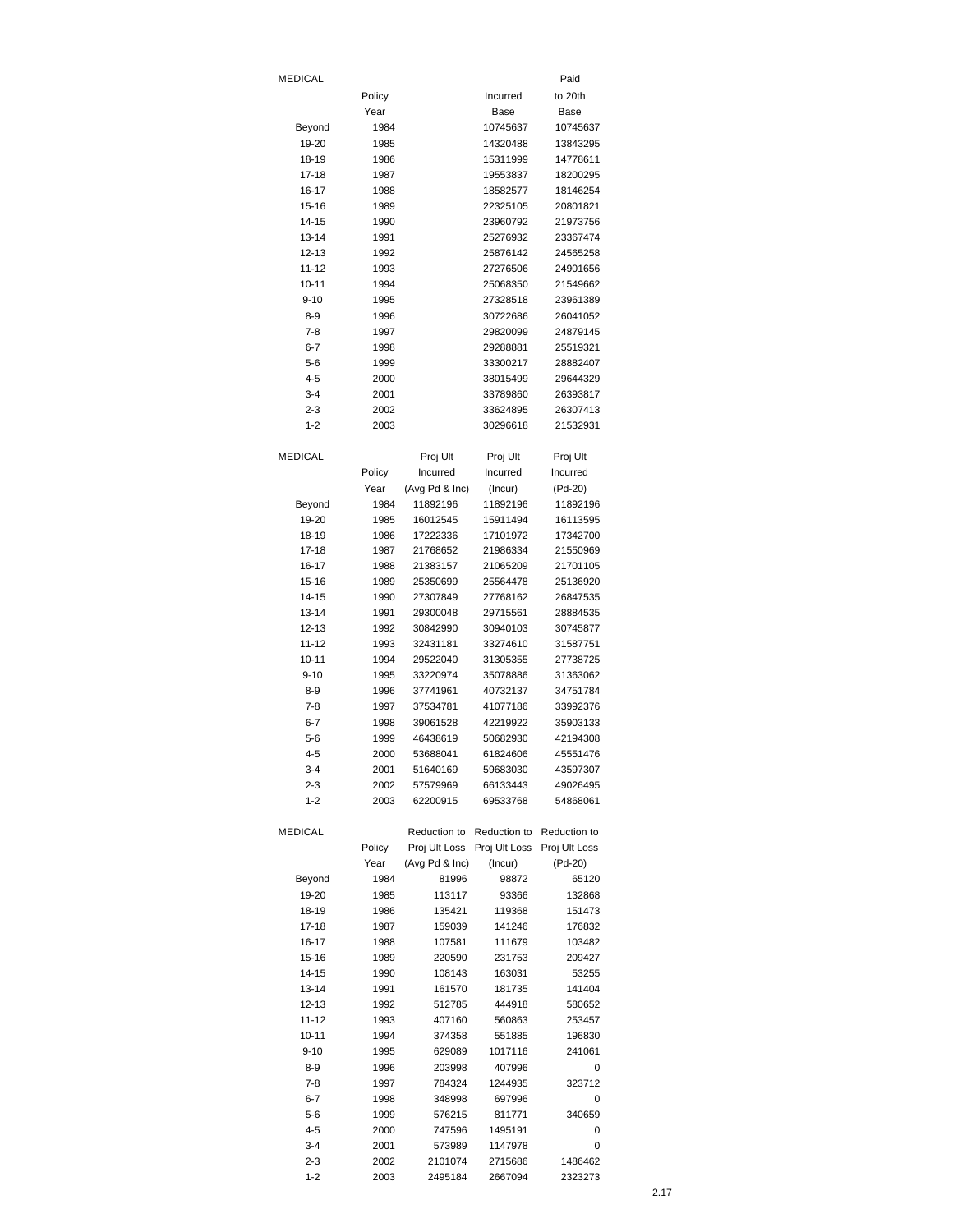| MEDICAL | Policy Year | | Incurred Base | Paid to 20th Base |
|---|---|---|---|---|
| Beyond | 1984 | | 10745637 | 10745637 |
| 19-20 | 1985 | | 14320488 | 13843295 |
| 18-19 | 1986 | | 15311999 | 14778611 |
| 17-18 | 1987 | | 19553837 | 18200295 |
| 16-17 | 1988 | | 18582577 | 18146254 |
| 15-16 | 1989 | | 22325105 | 20801821 |
| 14-15 | 1990 | | 23960792 | 21973756 |
| 13-14 | 1991 | | 25276932 | 23367474 |
| 12-13 | 1992 | | 25876142 | 24565258 |
| 11-12 | 1993 | | 27276506 | 24901656 |
| 10-11 | 1994 | | 25068350 | 21549662 |
| 9-10 | 1995 | | 27328518 | 23961389 |
| 8-9 | 1996 | | 30722686 | 26041052 |
| 7-8 | 1997 | | 29820099 | 24879145 |
| 6-7 | 1998 | | 29288881 | 25519321 |
| 5-6 | 1999 | | 33300217 | 28882407 |
| 4-5 | 2000 | | 38015499 | 29644329 |
| 3-4 | 2001 | | 33789860 | 26393817 |
| 2-3 | 2002 | | 33624895 | 26307413 |
| 1-2 | 2003 | | 30296618 | 21532931 |

| MEDICAL | Policy Year | Proj Ult Incurred (Avg Pd & Inc) | Proj Ult Incurred (Incur) | Proj Ult Incurred (Pd-20) |
|---|---|---|---|---|
| Beyond | 1984 | 11892196 | 11892196 | 11892196 |
| 19-20 | 1985 | 16012545 | 15911494 | 16113595 |
| 18-19 | 1986 | 17222336 | 17101972 | 17342700 |
| 17-18 | 1987 | 21768652 | 21986334 | 21550969 |
| 16-17 | 1988 | 21383157 | 21065209 | 21701105 |
| 15-16 | 1989 | 25350699 | 25564478 | 25136920 |
| 14-15 | 1990 | 27307849 | 27768162 | 26847535 |
| 13-14 | 1991 | 29300048 | 29715561 | 28884535 |
| 12-13 | 1992 | 30842990 | 30940103 | 30745877 |
| 11-12 | 1993 | 32431181 | 33274610 | 31587751 |
| 10-11 | 1994 | 29522040 | 31305355 | 27738725 |
| 9-10 | 1995 | 33220974 | 35078886 | 31363062 |
| 8-9 | 1996 | 37741961 | 40732137 | 34751784 |
| 7-8 | 1997 | 37534781 | 41077186 | 33992376 |
| 6-7 | 1998 | 39061528 | 42219922 | 35903133 |
| 5-6 | 1999 | 46438619 | 50682930 | 42194308 |
| 4-5 | 2000 | 53688041 | 61824606 | 45551476 |
| 3-4 | 2001 | 51640169 | 59683030 | 43597307 |
| 2-3 | 2002 | 57579969 | 66133443 | 49026495 |
| 1-2 | 2003 | 62200915 | 69533768 | 54868061 |

| MEDICAL | Policy Year | Reduction to Proj Ult Loss (Avg Pd & Inc) | Reduction to Proj Ult Loss (Incur) | Reduction to Proj Ult Loss (Pd-20) |
|---|---|---|---|---|
| Beyond | 1984 | 81996 | 98872 | 65120 |
| 19-20 | 1985 | 113117 | 93366 | 132868 |
| 18-19 | 1986 | 135421 | 119368 | 151473 |
| 17-18 | 1987 | 159039 | 141246 | 176832 |
| 16-17 | 1988 | 107581 | 111679 | 103482 |
| 15-16 | 1989 | 220590 | 231753 | 209427 |
| 14-15 | 1990 | 108143 | 163031 | 53255 |
| 13-14 | 1991 | 161570 | 181735 | 141404 |
| 12-13 | 1992 | 512785 | 444918 | 580652 |
| 11-12 | 1993 | 407160 | 560863 | 253457 |
| 10-11 | 1994 | 374358 | 551885 | 196830 |
| 9-10 | 1995 | 629089 | 1017116 | 241061 |
| 8-9 | 1996 | 203998 | 407996 | 0 |
| 7-8 | 1997 | 784324 | 1244935 | 323712 |
| 6-7 | 1998 | 348998 | 697996 | 0 |
| 5-6 | 1999 | 576215 | 811771 | 340659 |
| 4-5 | 2000 | 747596 | 1495191 | 0 |
| 3-4 | 2001 | 573989 | 1147978 | 0 |
| 2-3 | 2002 | 2101074 | 2715686 | 1486462 |
| 1-2 | 2003 | 2495184 | 2667094 | 2323273 |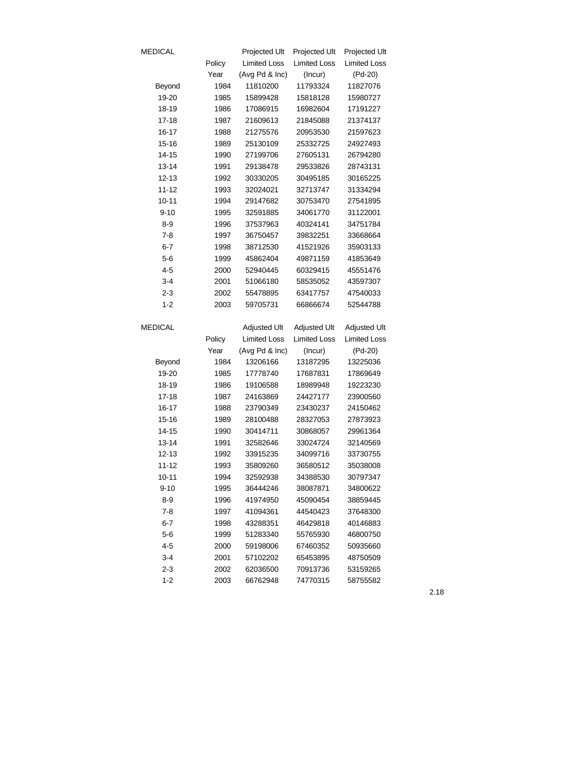| MEDICAL | Policy Year | Projected Ult Limited Loss (Avg Pd & Inc) | Projected Ult Limited Loss (Incur) | Projected Ult Limited Loss (Pd-20) |
|---|---|---|---|---|
| Beyond | 1984 | 11810200 | 11793324 | 11827076 |
| 19-20 | 1985 | 15899428 | 15818128 | 15980727 |
| 18-19 | 1986 | 17086915 | 16982604 | 17191227 |
| 17-18 | 1987 | 21609613 | 21845088 | 21374137 |
| 16-17 | 1988 | 21275576 | 20953530 | 21597623 |
| 15-16 | 1989 | 25130109 | 25332725 | 24927493 |
| 14-15 | 1990 | 27199706 | 27605131 | 26794280 |
| 13-14 | 1991 | 29138478 | 29533826 | 28743131 |
| 12-13 | 1992 | 30330205 | 30495185 | 30165225 |
| 11-12 | 1993 | 32024021 | 32713747 | 31334294 |
| 10-11 | 1994 | 29147682 | 30753470 | 27541895 |
| 9-10 | 1995 | 32591885 | 34061770 | 31122001 |
| 8-9 | 1996 | 37537963 | 40324141 | 34751784 |
| 7-8 | 1997 | 36750457 | 39832251 | 33668664 |
| 6-7 | 1998 | 38712530 | 41521926 | 35903133 |
| 5-6 | 1999 | 45862404 | 49871159 | 41853649 |
| 4-5 | 2000 | 52940445 | 60329415 | 45551476 |
| 3-4 | 2001 | 51066180 | 58535052 | 43597307 |
| 2-3 | 2002 | 55478895 | 63417757 | 47540033 |
| 1-2 | 2003 | 59705731 | 66866674 | 52544788 |

| MEDICAL | Policy Year | Adjusted Ult Limited Loss (Avg Pd & Inc) | Adjusted Ult Limited Loss (Incur) | Adjusted Ult Limited Loss (Pd-20) |
|---|---|---|---|---|
| Beyond | 1984 | 13206166 | 13187295 | 13225036 |
| 19-20 | 1985 | 17778740 | 17687831 | 17869649 |
| 18-19 | 1986 | 19106588 | 18989948 | 19223230 |
| 17-18 | 1987 | 24163869 | 24427177 | 23900560 |
| 16-17 | 1988 | 23790349 | 23430237 | 24150462 |
| 15-16 | 1989 | 28100488 | 28327053 | 27873923 |
| 14-15 | 1990 | 30414711 | 30868057 | 29961364 |
| 13-14 | 1991 | 32582646 | 33024724 | 32140569 |
| 12-13 | 1992 | 33915235 | 34099716 | 33730755 |
| 11-12 | 1993 | 35809260 | 36580512 | 35038008 |
| 10-11 | 1994 | 32592938 | 34388530 | 30797347 |
| 9-10 | 1995 | 36444246 | 38087871 | 34800622 |
| 8-9 | 1996 | 41974950 | 45090454 | 38859445 |
| 7-8 | 1997 | 41094361 | 44540423 | 37648300 |
| 6-7 | 1998 | 43288351 | 46429818 | 40146883 |
| 5-6 | 1999 | 51283340 | 55765930 | 46800750 |
| 4-5 | 2000 | 59198006 | 67460352 | 50935660 |
| 3-4 | 2001 | 57102202 | 65453895 | 48750509 |
| 2-3 | 2002 | 62036500 | 70913736 | 53159265 |
| 1-2 | 2003 | 66762948 | 74770315 | 58755582 |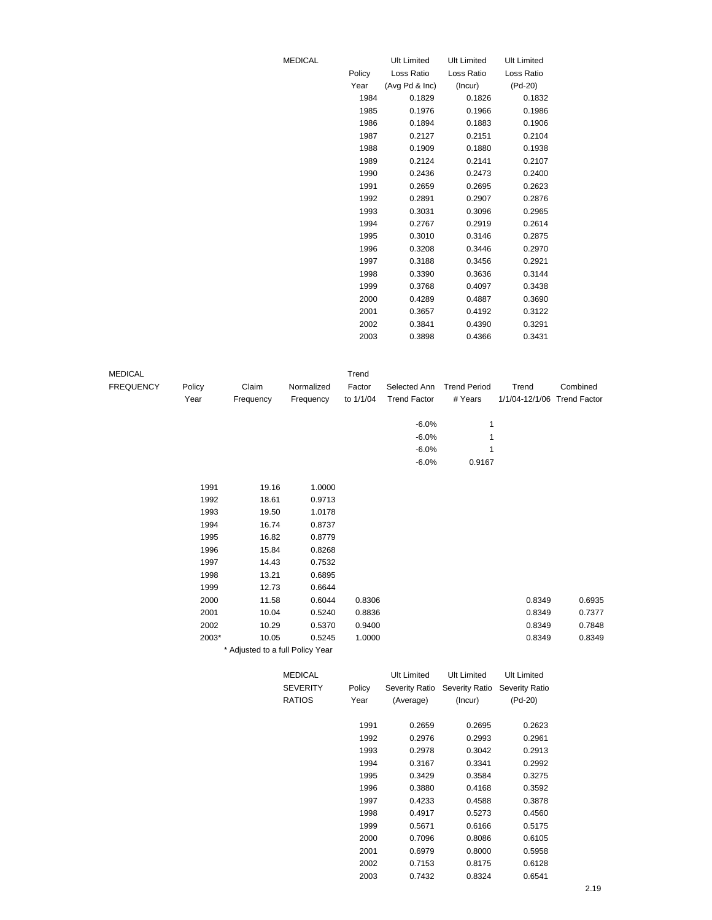| MEDICAL | Policy Year | Ult Limited Loss Ratio (Avg Pd & Inc) | Ult Limited Loss Ratio (Incur) | Ult Limited Loss Ratio (Pd-20) |
|---|---|---|---|---|
| | 1984 | 0.1829 | 0.1826 | 0.1832 |
| | 1985 | 0.1976 | 0.1966 | 0.1986 |
| | 1986 | 0.1894 | 0.1883 | 0.1906 |
| | 1987 | 0.2127 | 0.2151 | 0.2104 |
| | 1988 | 0.1909 | 0.1880 | 0.1938 |
| | 1989 | 0.2124 | 0.2141 | 0.2107 |
| | 1990 | 0.2436 | 0.2473 | 0.2400 |
| | 1991 | 0.2659 | 0.2695 | 0.2623 |
| | 1992 | 0.2891 | 0.2907 | 0.2876 |
| | 1993 | 0.3031 | 0.3096 | 0.2965 |
| | 1994 | 0.2767 | 0.2919 | 0.2614 |
| | 1995 | 0.3010 | 0.3146 | 0.2875 |
| | 1996 | 0.3208 | 0.3446 | 0.2970 |
| | 1997 | 0.3188 | 0.3456 | 0.2921 |
| | 1998 | 0.3390 | 0.3636 | 0.3144 |
| | 1999 | 0.3768 | 0.4097 | 0.3438 |
| | 2000 | 0.4289 | 0.4887 | 0.3690 |
| | 2001 | 0.3657 | 0.4192 | 0.3122 |
| | 2002 | 0.3841 | 0.4390 | 0.3291 |
| | 2003 | 0.3898 | 0.4366 | 0.3431 |

| MEDICAL FREQUENCY | Policy Year | Claim Frequency | Normalized Frequency | Trend Factor to 1/1/04 | Selected Ann Trend Factor | Trend Period # Years | Trend 1/1/04-12/1/06 | Combined Trend Factor |
|---|---|---|---|---|---|---|---|---|
| | | | | | -6.0% | 1 | | |
| | | | | | -6.0% | 1 | | |
| | | | | | -6.0% | 1 | | |
| | | | | | -6.0% | 0.9167 | | |
| | 1991 | 19.16 | 1.0000 | | | | | |
| | 1992 | 18.61 | 0.9713 | | | | | |
| | 1993 | 19.50 | 1.0178 | | | | | |
| | 1994 | 16.74 | 0.8737 | | | | | |
| | 1995 | 16.82 | 0.8779 | | | | | |
| | 1996 | 15.84 | 0.8268 | | | | | |
| | 1997 | 14.43 | 0.7532 | | | | | |
| | 1998 | 13.21 | 0.6895 | | | | | |
| | 1999 | 12.73 | 0.6644 | | | | | |
| | 2000 | 11.58 | 0.6044 | 0.8306 | | | 0.8349 | 0.6935 |
| | 2001 | 10.04 | 0.5240 | 0.8836 | | | 0.8349 | 0.7377 |
| | 2002 | 10.29 | 0.5370 | 0.9400 | | | 0.8349 | 0.7848 |
| | 2003* | 10.05 | 0.5245 | 1.0000 | | | 0.8349 | 0.8349 |

\* Adjusted to a full Policy Year

| MEDICAL SEVERITY RATIOS | Policy Year | Ult Limited Severity Ratio (Average) | Ult Limited Severity Ratio (Incur) | Ult Limited Severity Ratio (Pd-20) |
|---|---|---|---|---|
| | 1991 | 0.2659 | 0.2695 | 0.2623 |
| | 1992 | 0.2976 | 0.2993 | 0.2961 |
| | 1993 | 0.2978 | 0.3042 | 0.2913 |
| | 1994 | 0.3167 | 0.3341 | 0.2992 |
| | 1995 | 0.3429 | 0.3584 | 0.3275 |
| | 1996 | 0.3880 | 0.4168 | 0.3592 |
| | 1997 | 0.4233 | 0.4588 | 0.3878 |
| | 1998 | 0.4917 | 0.5273 | 0.4560 |
| | 1999 | 0.5671 | 0.6166 | 0.5175 |
| | 2000 | 0.7096 | 0.8086 | 0.6105 |
| | 2001 | 0.6979 | 0.8000 | 0.5958 |
| | 2002 | 0.7153 | 0.8175 | 0.6128 |
| | 2003 | 0.7432 | 0.8324 | 0.6541 |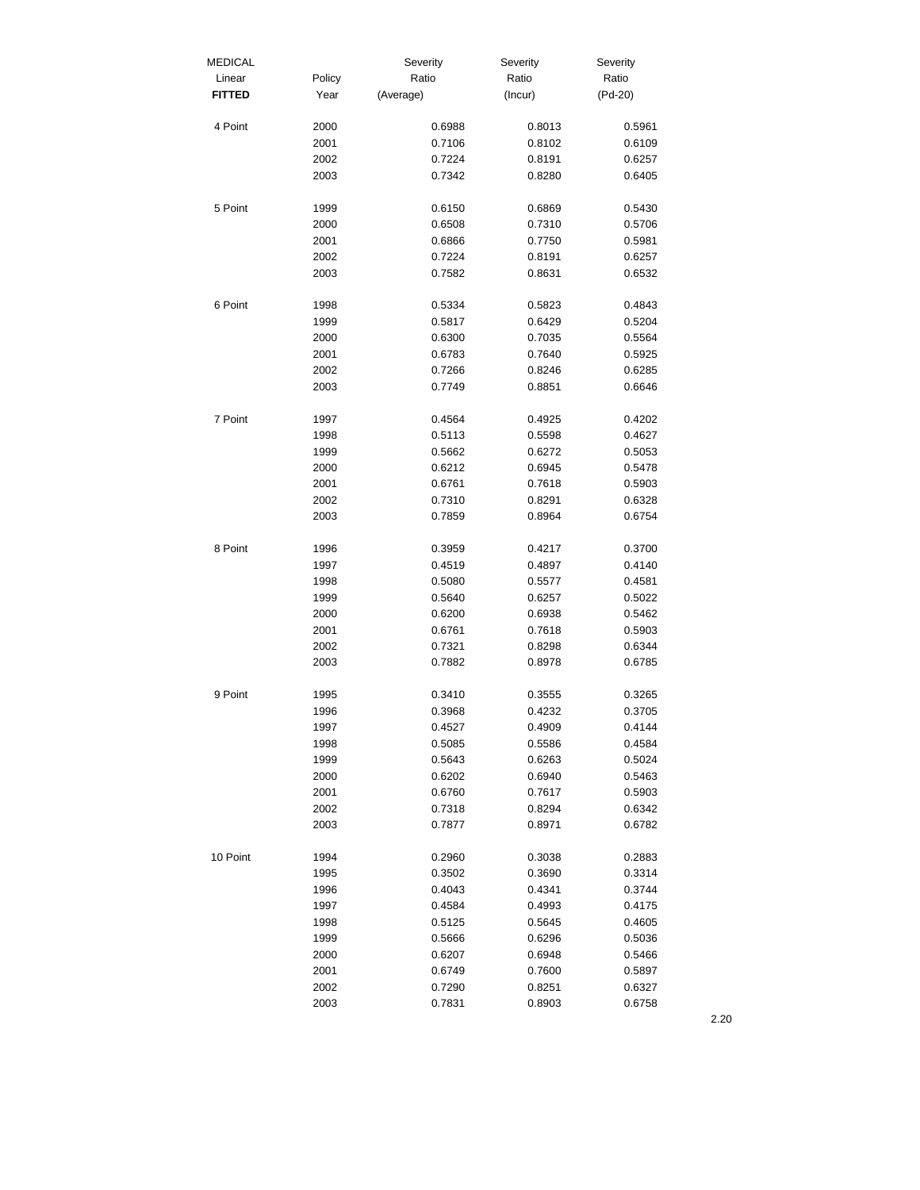| MEDICAL Linear FITTED | Policy Year | Severity Ratio (Average) | Severity Ratio (Incur) | Severity Ratio (Pd-20) |
|---|---|---|---|---|
| 4 Point | 2000 | 0.6988 | 0.8013 | 0.5961 |
| | 2001 | 0.7106 | 0.8102 | 0.6109 |
| | 2002 | 0.7224 | 0.8191 | 0.6257 |
| | 2003 | 0.7342 | 0.8280 | 0.6405 |
| 5 Point | 1999 | 0.6150 | 0.6869 | 0.5430 |
| | 2000 | 0.6508 | 0.7310 | 0.5706 |
| | 2001 | 0.6866 | 0.7750 | 0.5981 |
| | 2002 | 0.7224 | 0.8191 | 0.6257 |
| | 2003 | 0.7582 | 0.8631 | 0.6532 |
| 6 Point | 1998 | 0.5334 | 0.5823 | 0.4843 |
| | 1999 | 0.5817 | 0.6429 | 0.5204 |
| | 2000 | 0.6300 | 0.7035 | 0.5564 |
| | 2001 | 0.6783 | 0.7640 | 0.5925 |
| | 2002 | 0.7266 | 0.8246 | 0.6285 |
| | 2003 | 0.7749 | 0.8851 | 0.6646 |
| 7 Point | 1997 | 0.4564 | 0.4925 | 0.4202 |
| | 1998 | 0.5113 | 0.5598 | 0.4627 |
| | 1999 | 0.5662 | 0.6272 | 0.5053 |
| | 2000 | 0.6212 | 0.6945 | 0.5478 |
| | 2001 | 0.6761 | 0.7618 | 0.5903 |
| | 2002 | 0.7310 | 0.8291 | 0.6328 |
| | 2003 | 0.7859 | 0.8964 | 0.6754 |
| 8 Point | 1996 | 0.3959 | 0.4217 | 0.3700 |
| | 1997 | 0.4519 | 0.4897 | 0.4140 |
| | 1998 | 0.5080 | 0.5577 | 0.4581 |
| | 1999 | 0.5640 | 0.6257 | 0.5022 |
| | 2000 | 0.6200 | 0.6938 | 0.5462 |
| | 2001 | 0.6761 | 0.7618 | 0.5903 |
| | 2002 | 0.7321 | 0.8298 | 0.6344 |
| | 2003 | 0.7882 | 0.8978 | 0.6785 |
| 9 Point | 1995 | 0.3410 | 0.3555 | 0.3265 |
| | 1996 | 0.3968 | 0.4232 | 0.3705 |
| | 1997 | 0.4527 | 0.4909 | 0.4144 |
| | 1998 | 0.5085 | 0.5586 | 0.4584 |
| | 1999 | 0.5643 | 0.6263 | 0.5024 |
| | 2000 | 0.6202 | 0.6940 | 0.5463 |
| | 2001 | 0.6760 | 0.7617 | 0.5903 |
| | 2002 | 0.7318 | 0.8294 | 0.6342 |
| | 2003 | 0.7877 | 0.8971 | 0.6782 |
| 10 Point | 1994 | 0.2960 | 0.3038 | 0.2883 |
| | 1995 | 0.3502 | 0.3690 | 0.3314 |
| | 1996 | 0.4043 | 0.4341 | 0.3744 |
| | 1997 | 0.4584 | 0.4993 | 0.4175 |
| | 1998 | 0.5125 | 0.5645 | 0.4605 |
| | 1999 | 0.5666 | 0.6296 | 0.5036 |
| | 2000 | 0.6207 | 0.6948 | 0.5466 |
| | 2001 | 0.6749 | 0.7600 | 0.5897 |
| | 2002 | 0.7290 | 0.8251 | 0.6327 |
| | 2003 | 0.7831 | 0.8903 | 0.6758 |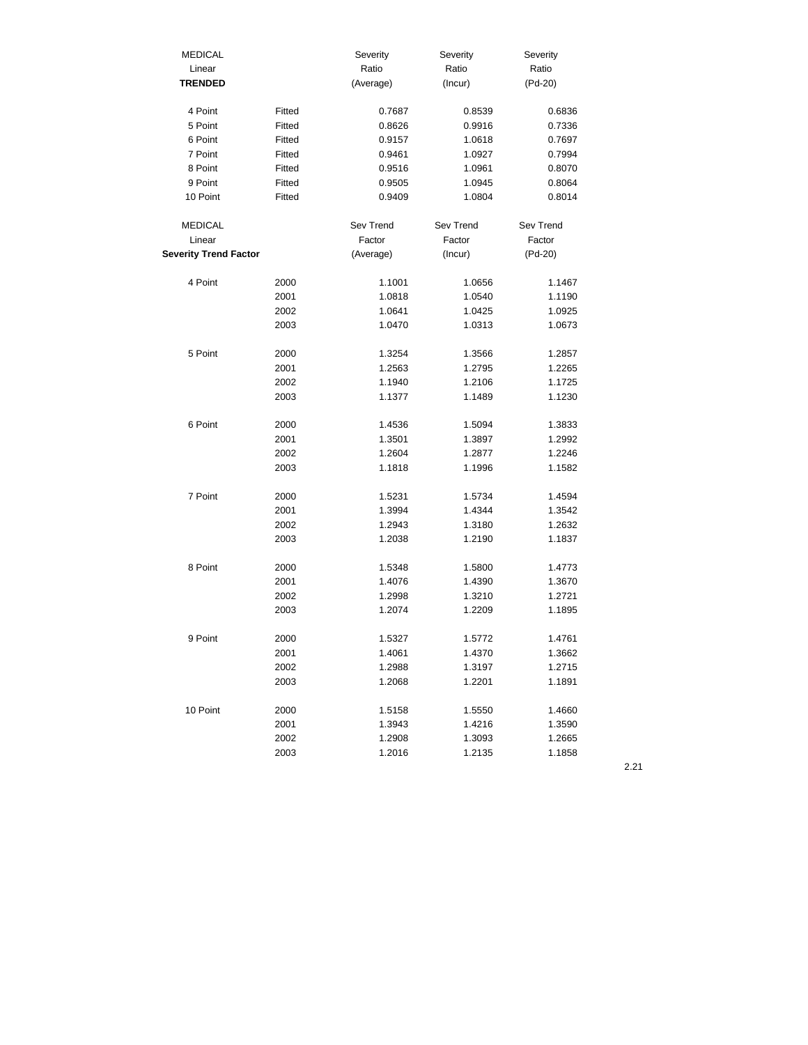| MEDICAL Linear **TRENDED** | | Severity Ratio (Average) | Severity Ratio (Incur) | Severity Ratio (Pd-20) |
|---|---|---|---|---|
| 4 Point | Fitted | 0.7687 | 0.8539 | 0.6836 |
| 5 Point | Fitted | 0.8626 | 0.9916 | 0.7336 |
| 6 Point | Fitted | 0.9157 | 1.0618 | 0.7697 |
| 7 Point | Fitted | 0.9461 | 1.0927 | 0.7994 |
| 8 Point | Fitted | 0.9516 | 1.0961 | 0.8070 |
| 9 Point | Fitted | 0.9505 | 1.0945 | 0.8064 |
| 10 Point | Fitted | 0.9409 | 1.0804 | 0.8014 |

| MEDICAL Linear **Severity Trend Factor** | | Sev Trend Factor (Average) | Sev Trend Factor (Incur) | Sev Trend Factor (Pd-20) |
|---|---|---|---|---|
| 4 Point | 2000 | 1.1001 | 1.0656 | 1.1467 |
| | 2001 | 1.0818 | 1.0540 | 1.1190 |
| | 2002 | 1.0641 | 1.0425 | 1.0925 |
| | 2003 | 1.0470 | 1.0313 | 1.0673 |
| 5 Point | 2000 | 1.3254 | 1.3566 | 1.2857 |
| | 2001 | 1.2563 | 1.2795 | 1.2265 |
| | 2002 | 1.1940 | 1.2106 | 1.1725 |
| | 2003 | 1.1377 | 1.1489 | 1.1230 |
| 6 Point | 2000 | 1.4536 | 1.5094 | 1.3833 |
| | 2001 | 1.3501 | 1.3897 | 1.2992 |
| | 2002 | 1.2604 | 1.2877 | 1.2246 |
| | 2003 | 1.1818 | 1.1996 | 1.1582 |
| 7 Point | 2000 | 1.5231 | 1.5734 | 1.4594 |
| | 2001 | 1.3994 | 1.4344 | 1.3542 |
| | 2002 | 1.2943 | 1.3180 | 1.2632 |
| | 2003 | 1.2038 | 1.2190 | 1.1837 |
| 8 Point | 2000 | 1.5348 | 1.5800 | 1.4773 |
| | 2001 | 1.4076 | 1.4390 | 1.3670 |
| | 2002 | 1.2998 | 1.3210 | 1.2721 |
| | 2003 | 1.2074 | 1.2209 | 1.1895 |
| 9 Point | 2000 | 1.5327 | 1.5772 | 1.4761 |
| | 2001 | 1.4061 | 1.4370 | 1.3662 |
| | 2002 | 1.2988 | 1.3197 | 1.2715 |
| | 2003 | 1.2068 | 1.2201 | 1.1891 |
| 10 Point | 2000 | 1.5158 | 1.5550 | 1.4660 |
| | 2001 | 1.3943 | 1.4216 | 1.3590 |
| | 2002 | 1.2908 | 1.3093 | 1.2665 |
| | 2003 | 1.2016 | 1.2135 | 1.1858 |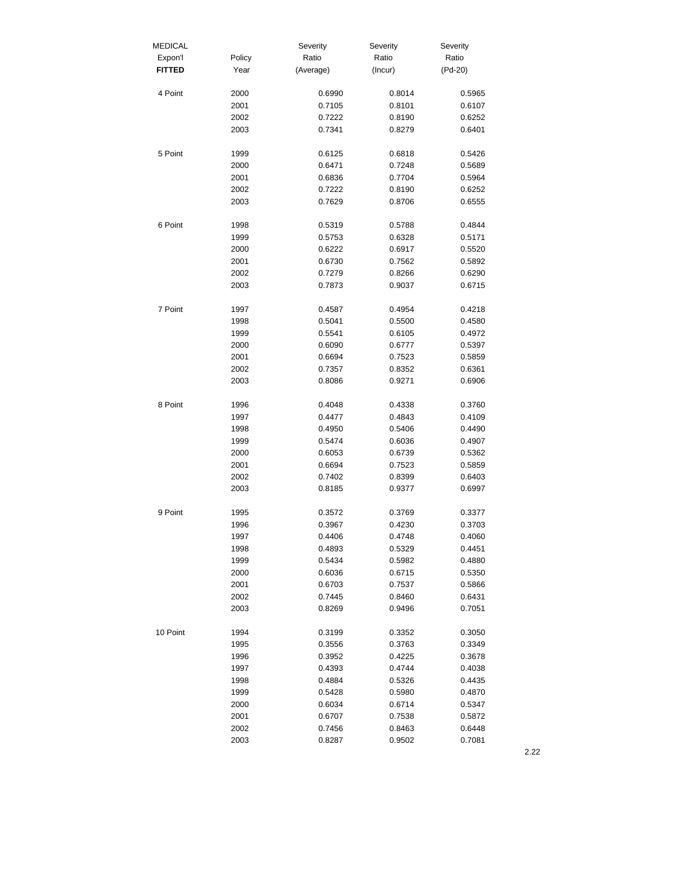| MEDICAL Expon'l **FITTED** | Policy Year | Severity Ratio (Average) | Severity Ratio (Incur) | Severity Ratio (Pd-20) |
|---|---|---|---|---|
| 4 Point | 2000 | 0.6990 | 0.8014 | 0.5965 |
| | 2001 | 0.7105 | 0.8101 | 0.6107 |
| | 2002 | 0.7222 | 0.8190 | 0.6252 |
| | 2003 | 0.7341 | 0.8279 | 0.6401 |
| 5 Point | 1999 | 0.6125 | 0.6818 | 0.5426 |
| | 2000 | 0.6471 | 0.7248 | 0.5689 |
| | 2001 | 0.6836 | 0.7704 | 0.5964 |
| | 2002 | 0.7222 | 0.8190 | 0.6252 |
| | 2003 | 0.7629 | 0.8706 | 0.6555 |
| 6 Point | 1998 | 0.5319 | 0.5788 | 0.4844 |
| | 1999 | 0.5753 | 0.6328 | 0.5171 |
| | 2000 | 0.6222 | 0.6917 | 0.5520 |
| | 2001 | 0.6730 | 0.7562 | 0.5892 |
| | 2002 | 0.7279 | 0.8266 | 0.6290 |
| | 2003 | 0.7873 | 0.9037 | 0.6715 |
| 7 Point | 1997 | 0.4587 | 0.4954 | 0.4218 |
| | 1998 | 0.5041 | 0.5500 | 0.4580 |
| | 1999 | 0.5541 | 0.6105 | 0.4972 |
| | 2000 | 0.6090 | 0.6777 | 0.5397 |
| | 2001 | 0.6694 | 0.7523 | 0.5859 |
| | 2002 | 0.7357 | 0.8352 | 0.6361 |
| | 2003 | 0.8086 | 0.9271 | 0.6906 |
| 8 Point | 1996 | 0.4048 | 0.4338 | 0.3760 |
| | 1997 | 0.4477 | 0.4843 | 0.4109 |
| | 1998 | 0.4950 | 0.5406 | 0.4490 |
| | 1999 | 0.5474 | 0.6036 | 0.4907 |
| | 2000 | 0.6053 | 0.6739 | 0.5362 |
| | 2001 | 0.6694 | 0.7523 | 0.5859 |
| | 2002 | 0.7402 | 0.8399 | 0.6403 |
| | 2003 | 0.8185 | 0.9377 | 0.6997 |
| 9 Point | 1995 | 0.3572 | 0.3769 | 0.3377 |
| | 1996 | 0.3967 | 0.4230 | 0.3703 |
| | 1997 | 0.4406 | 0.4748 | 0.4060 |
| | 1998 | 0.4893 | 0.5329 | 0.4451 |
| | 1999 | 0.5434 | 0.5982 | 0.4880 |
| | 2000 | 0.6036 | 0.6715 | 0.5350 |
| | 2001 | 0.6703 | 0.7537 | 0.5866 |
| | 2002 | 0.7445 | 0.8460 | 0.6431 |
| | 2003 | 0.8269 | 0.9496 | 0.7051 |
| 10 Point | 1994 | 0.3199 | 0.3352 | 0.3050 |
| | 1995 | 0.3556 | 0.3763 | 0.3349 |
| | 1996 | 0.3952 | 0.4225 | 0.3678 |
| | 1997 | 0.4393 | 0.4744 | 0.4038 |
| | 1998 | 0.4884 | 0.5326 | 0.4435 |
| | 1999 | 0.5428 | 0.5980 | 0.4870 |
| | 2000 | 0.6034 | 0.6714 | 0.5347 |
| | 2001 | 0.6707 | 0.7538 | 0.5872 |
| | 2002 | 0.7456 | 0.8463 | 0.6448 |
| | 2003 | 0.8287 | 0.9502 | 0.7081 |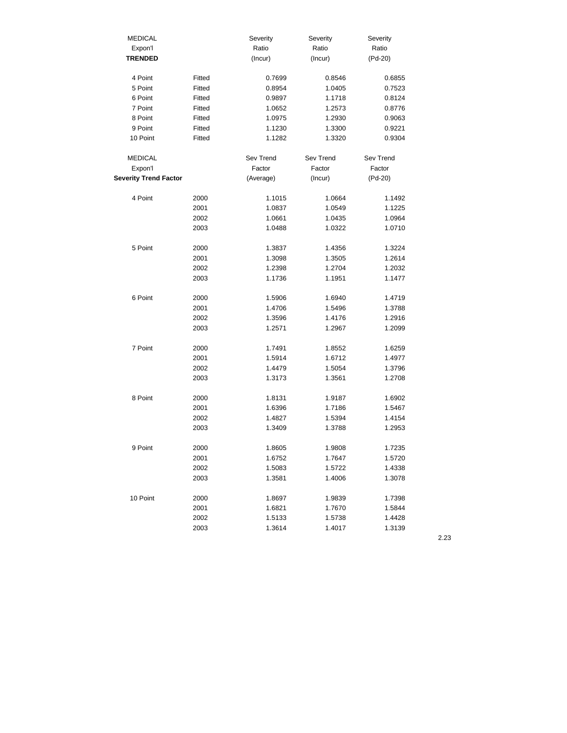| MEDICAL Expon'l **TRENDED** | | Severity Ratio (Incur) | Severity Ratio (Incur) | Severity Ratio (Pd-20) |
|---|---|---|---|---|
| 4 Point | Fitted | 0.7699 | 0.8546 | 0.6855 |
| 5 Point | Fitted | 0.8954 | 1.0405 | 0.7523 |
| 6 Point | Fitted | 0.9897 | 1.1718 | 0.8124 |
| 7 Point | Fitted | 1.0652 | 1.2573 | 0.8776 |
| 8 Point | Fitted | 1.0975 | 1.2930 | 0.9063 |
| 9 Point | Fitted | 1.1230 | 1.3300 | 0.9221 |
| 10 Point | Fitted | 1.1282 | 1.3320 | 0.9304 |

| MEDICAL Expon'l **Severity Trend Factor** | | Sev Trend Factor (Average) | Sev Trend Factor (Incur) | Sev Trend Factor (Pd-20) |
|---|---|---|---|---|
| 4 Point | 2000 | 1.1015 | 1.0664 | 1.1492 |
| | 2001 | 1.0837 | 1.0549 | 1.1225 |
| | 2002 | 1.0661 | 1.0435 | 1.0964 |
| | 2003 | 1.0488 | 1.0322 | 1.0710 |
| 5 Point | 2000 | 1.3837 | 1.4356 | 1.3224 |
| | 2001 | 1.3098 | 1.3505 | 1.2614 |
| | 2002 | 1.2398 | 1.2704 | 1.2032 |
| | 2003 | 1.1736 | 1.1951 | 1.1477 |
| 6 Point | 2000 | 1.5906 | 1.6940 | 1.4719 |
| | 2001 | 1.4706 | 1.5496 | 1.3788 |
| | 2002 | 1.3596 | 1.4176 | 1.2916 |
| | 2003 | 1.2571 | 1.2967 | 1.2099 |
| 7 Point | 2000 | 1.7491 | 1.8552 | 1.6259 |
| | 2001 | 1.5914 | 1.6712 | 1.4977 |
| | 2002 | 1.4479 | 1.5054 | 1.3796 |
| | 2003 | 1.3173 | 1.3561 | 1.2708 |
| 8 Point | 2000 | 1.8131 | 1.9187 | 1.6902 |
| | 2001 | 1.6396 | 1.7186 | 1.5467 |
| | 2002 | 1.4827 | 1.5394 | 1.4154 |
| | 2003 | 1.3409 | 1.3788 | 1.2953 |
| 9 Point | 2000 | 1.8605 | 1.9808 | 1.7235 |
| | 2001 | 1.6752 | 1.7647 | 1.5720 |
| | 2002 | 1.5083 | 1.5722 | 1.4338 |
| | 2003 | 1.3581 | 1.4006 | 1.3078 |
| 10 Point | 2000 | 1.8697 | 1.9839 | 1.7398 |
| | 2001 | 1.6821 | 1.7670 | 1.5844 |
| | 2002 | 1.5133 | 1.5738 | 1.4428 |
| | 2003 | 1.3614 | 1.4017 | 1.3139 |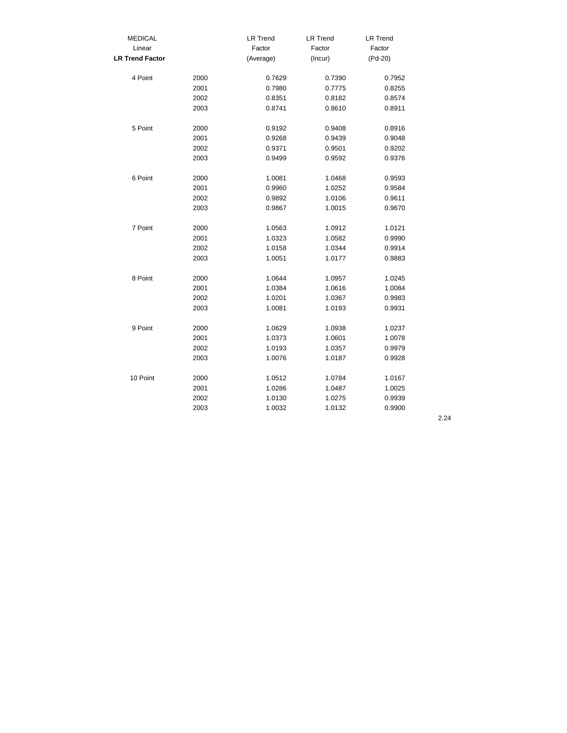| MEDICAL Linear **LR Trend Factor** | | LR Trend Factor (Average) | LR Trend Factor (Incur) | LR Trend Factor (Pd-20) |
|---|---|---|---|---|
| 4 Point | 2000 | 0.7629 | 0.7390 | 0.7952 |
| | 2001 | 0.7980 | 0.7775 | 0.8255 |
| | 2002 | 0.8351 | 0.8182 | 0.8574 |
| | 2003 | 0.8741 | 0.8610 | 0.8911 |
| 5 Point | 2000 | 0.9192 | 0.9408 | 0.8916 |
| | 2001 | 0.9268 | 0.9439 | 0.9048 |
| | 2002 | 0.9371 | 0.9501 | 0.9202 |
| | 2003 | 0.9499 | 0.9592 | 0.9376 |
| 6 Point | 2000 | 1.0081 | 1.0468 | 0.9593 |
| | 2001 | 0.9960 | 1.0252 | 0.9584 |
| | 2002 | 0.9892 | 1.0106 | 0.9611 |
| | 2003 | 0.9867 | 1.0015 | 0.9670 |
| 7 Point | 2000 | 1.0563 | 1.0912 | 1.0121 |
| | 2001 | 1.0323 | 1.0582 | 0.9990 |
| | 2002 | 1.0158 | 1.0344 | 0.9914 |
| | 2003 | 1.0051 | 1.0177 | 0.9883 |
| 8 Point | 2000 | 1.0644 | 1.0957 | 1.0245 |
| | 2001 | 1.0384 | 1.0616 | 1.0084 |
| | 2002 | 1.0201 | 1.0367 | 0.9983 |
| | 2003 | 1.0081 | 1.0193 | 0.9931 |
| 9 Point | 2000 | 1.0629 | 1.0938 | 1.0237 |
| | 2001 | 1.0373 | 1.0601 | 1.0078 |
| | 2002 | 1.0193 | 1.0357 | 0.9979 |
| | 2003 | 1.0076 | 1.0187 | 0.9928 |
| 10 Point | 2000 | 1.0512 | 1.0784 | 1.0167 |
| | 2001 | 1.0286 | 1.0487 | 1.0025 |
| | 2002 | 1.0130 | 1.0275 | 0.9939 |
| | 2003 | 1.0032 | 1.0132 | 0.9900 |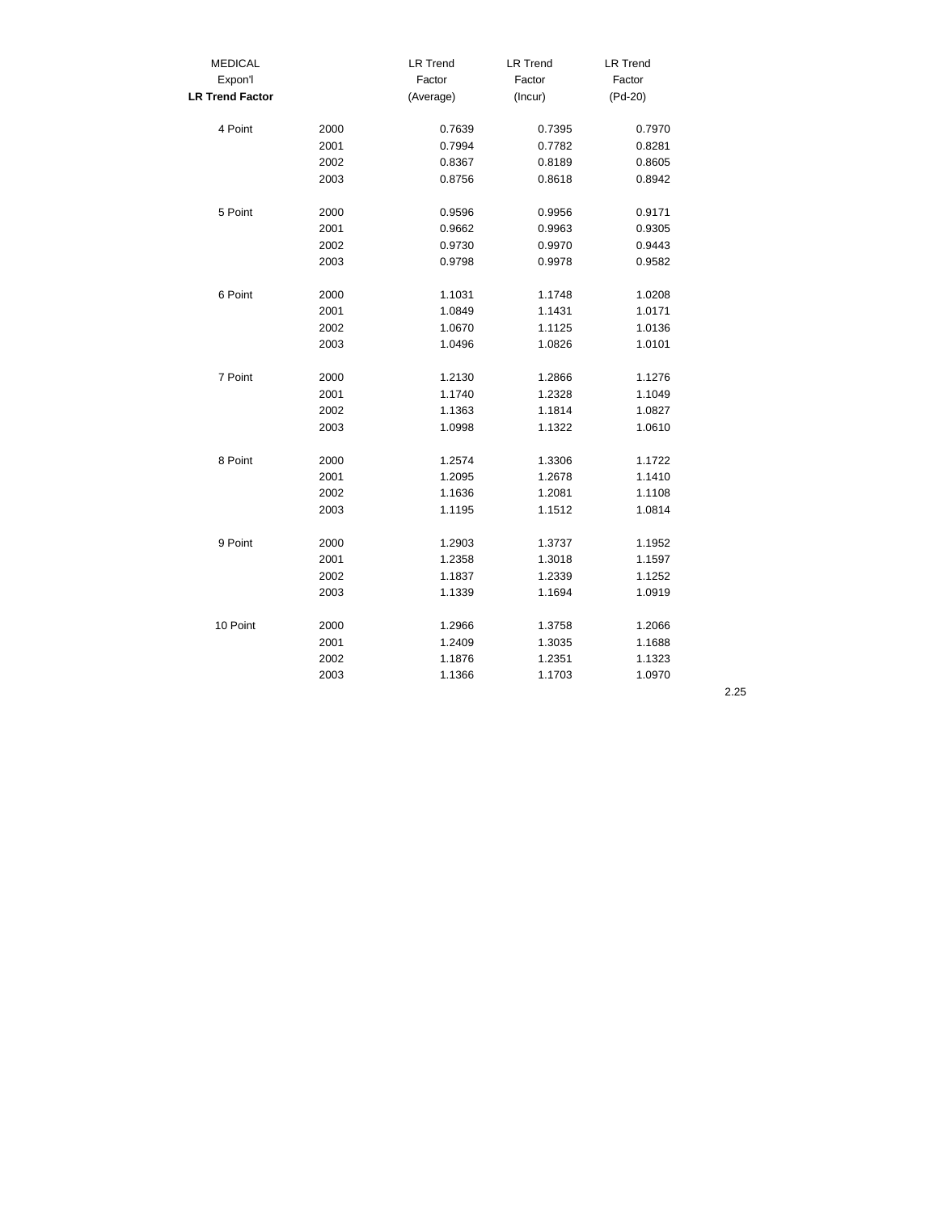| MEDICAL Expon'l **LR Trend Factor** | | LR Trend Factor (Average) | LR Trend Factor (Incur) | LR Trend Factor (Pd-20) |
|---|---|---|---|---|
| 4 Point | 2000 | 0.7639 | 0.7395 | 0.7970 |
| | 2001 | 0.7994 | 0.7782 | 0.8281 |
| | 2002 | 0.8367 | 0.8189 | 0.8605 |
| | 2003 | 0.8756 | 0.8618 | 0.8942 |
| 5 Point | 2000 | 0.9596 | 0.9956 | 0.9171 |
| | 2001 | 0.9662 | 0.9963 | 0.9305 |
| | 2002 | 0.9730 | 0.9970 | 0.9443 |
| | 2003 | 0.9798 | 0.9978 | 0.9582 |
| 6 Point | 2000 | 1.1031 | 1.1748 | 1.0208 |
| | 2001 | 1.0849 | 1.1431 | 1.0171 |
| | 2002 | 1.0670 | 1.1125 | 1.0136 |
| | 2003 | 1.0496 | 1.0826 | 1.0101 |
| 7 Point | 2000 | 1.2130 | 1.2866 | 1.1276 |
| | 2001 | 1.1740 | 1.2328 | 1.1049 |
| | 2002 | 1.1363 | 1.1814 | 1.0827 |
| | 2003 | 1.0998 | 1.1322 | 1.0610 |
| 8 Point | 2000 | 1.2574 | 1.3306 | 1.1722 |
| | 2001 | 1.2095 | 1.2678 | 1.1410 |
| | 2002 | 1.1636 | 1.2081 | 1.1108 |
| | 2003 | 1.1195 | 1.1512 | 1.0814 |
| 9 Point | 2000 | 1.2903 | 1.3737 | 1.1952 |
| | 2001 | 1.2358 | 1.3018 | 1.1597 |
| | 2002 | 1.1837 | 1.2339 | 1.1252 |
| | 2003 | 1.1339 | 1.1694 | 1.0919 |
| 10 Point | 2000 | 1.2966 | 1.3758 | 1.2066 |
| | 2001 | 1.2409 | 1.3035 | 1.1688 |
| | 2002 | 1.1876 | 1.2351 | 1.1323 |
| | 2003 | 1.1366 | 1.1703 | 1.0970 |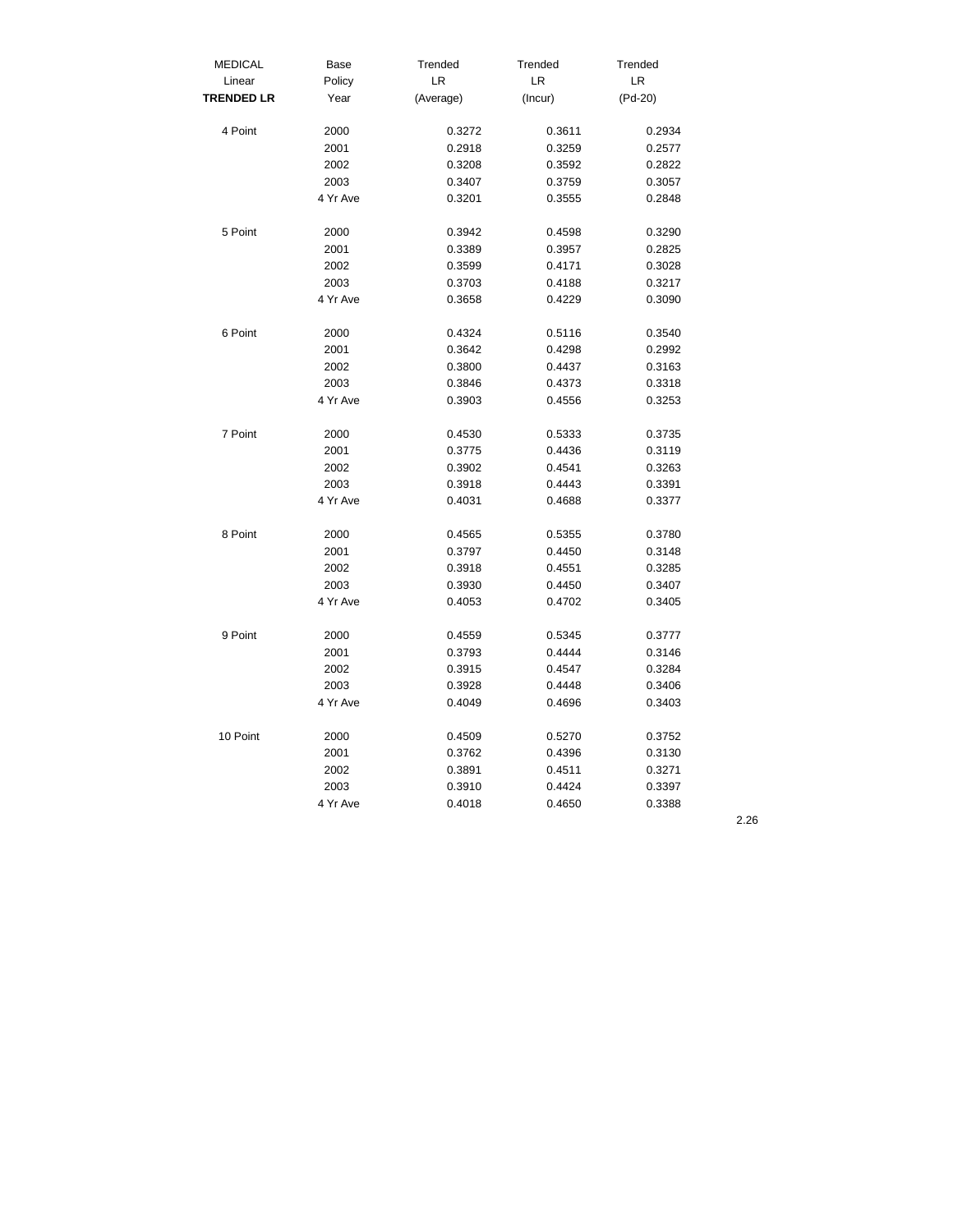| MEDICAL Linear **TRENDED LR** | Base Policy Year | Trended LR (Average) | Trended LR (Incur) | Trended LR (Pd-20) |
|---|---|---|---|---|
| 4 Point | 2000 | 0.3272 | 0.3611 | 0.2934 |
| | 2001 | 0.2918 | 0.3259 | 0.2577 |
| | 2002 | 0.3208 | 0.3592 | 0.2822 |
| | 2003 | 0.3407 | 0.3759 | 0.3057 |
| | 4 Yr Ave | 0.3201 | 0.3555 | 0.2848 |
| 5 Point | 2000 | 0.3942 | 0.4598 | 0.3290 |
| | 2001 | 0.3389 | 0.3957 | 0.2825 |
| | 2002 | 0.3599 | 0.4171 | 0.3028 |
| | 2003 | 0.3703 | 0.4188 | 0.3217 |
| | 4 Yr Ave | 0.3658 | 0.4229 | 0.3090 |
| 6 Point | 2000 | 0.4324 | 0.5116 | 0.3540 |
| | 2001 | 0.3642 | 0.4298 | 0.2992 |
| | 2002 | 0.3800 | 0.4437 | 0.3163 |
| | 2003 | 0.3846 | 0.4373 | 0.3318 |
| | 4 Yr Ave | 0.3903 | 0.4556 | 0.3253 |
| 7 Point | 2000 | 0.4530 | 0.5333 | 0.3735 |
| | 2001 | 0.3775 | 0.4436 | 0.3119 |
| | 2002 | 0.3902 | 0.4541 | 0.3263 |
| | 2003 | 0.3918 | 0.4443 | 0.3391 |
| | 4 Yr Ave | 0.4031 | 0.4688 | 0.3377 |
| 8 Point | 2000 | 0.4565 | 0.5355 | 0.3780 |
| | 2001 | 0.3797 | 0.4450 | 0.3148 |
| | 2002 | 0.3918 | 0.4551 | 0.3285 |
| | 2003 | 0.3930 | 0.4450 | 0.3407 |
| | 4 Yr Ave | 0.4053 | 0.4702 | 0.3405 |
| 9 Point | 2000 | 0.4559 | 0.5345 | 0.3777 |
| | 2001 | 0.3793 | 0.4444 | 0.3146 |
| | 2002 | 0.3915 | 0.4547 | 0.3284 |
| | 2003 | 0.3928 | 0.4448 | 0.3406 |
| | 4 Yr Ave | 0.4049 | 0.4696 | 0.3403 |
| 10 Point | 2000 | 0.4509 | 0.5270 | 0.3752 |
| | 2001 | 0.3762 | 0.4396 | 0.3130 |
| | 2002 | 0.3891 | 0.4511 | 0.3271 |
| | 2003 | 0.3910 | 0.4424 | 0.3397 |
| | 4 Yr Ave | 0.4018 | 0.4650 | 0.3388 |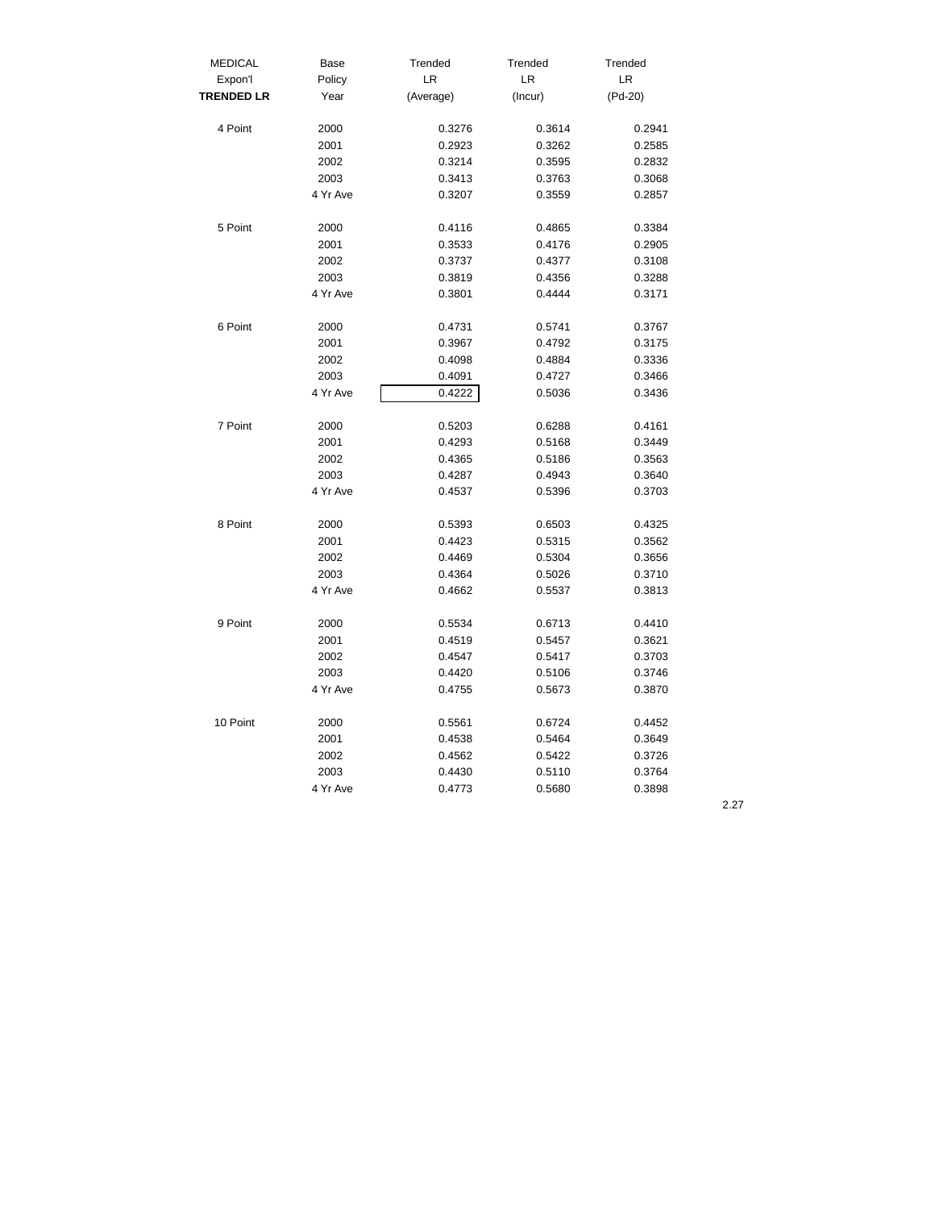| MEDICAL Expon'l **TRENDED LR** | Base Policy Year | Trended LR (Average) | Trended LR (Incur) | Trended LR (Pd-20) |
|---|---|---|---|---|
| 4 Point | 2000 | 0.3276 | 0.3614 | 0.2941 |
| | 2001 | 0.2923 | 0.3262 | 0.2585 |
| | 2002 | 0.3214 | 0.3595 | 0.2832 |
| | 2003 | 0.3413 | 0.3763 | 0.3068 |
| | 4 Yr Ave | 0.3207 | 0.3559 | 0.2857 |
| 5 Point | 2000 | 0.4116 | 0.4865 | 0.3384 |
| | 2001 | 0.3533 | 0.4176 | 0.2905 |
| | 2002 | 0.3737 | 0.4377 | 0.3108 |
| | 2003 | 0.3819 | 0.4356 | 0.3288 |
| | 4 Yr Ave | 0.3801 | 0.4444 | 0.3171 |
| 6 Point | 2000 | 0.4731 | 0.5741 | 0.3767 |
| | 2001 | 0.3967 | 0.4792 | 0.3175 |
| | 2002 | 0.4098 | 0.4884 | 0.3336 |
| | 2003 | 0.4091 | 0.4727 | 0.3466 |
| | 4 Yr Ave | 0.4222 | 0.5036 | 0.3436 |
| 7 Point | 2000 | 0.5203 | 0.6288 | 0.4161 |
| | 2001 | 0.4293 | 0.5168 | 0.3449 |
| | 2002 | 0.4365 | 0.5186 | 0.3563 |
| | 2003 | 0.4287 | 0.4943 | 0.3640 |
| | 4 Yr Ave | 0.4537 | 0.5396 | 0.3703 |
| 8 Point | 2000 | 0.5393 | 0.6503 | 0.4325 |
| | 2001 | 0.4423 | 0.5315 | 0.3562 |
| | 2002 | 0.4469 | 0.5304 | 0.3656 |
| | 2003 | 0.4364 | 0.5026 | 0.3710 |
| | 4 Yr Ave | 0.4662 | 0.5537 | 0.3813 |
| 9 Point | 2000 | 0.5534 | 0.6713 | 0.4410 |
| | 2001 | 0.4519 | 0.5457 | 0.3621 |
| | 2002 | 0.4547 | 0.5417 | 0.3703 |
| | 2003 | 0.4420 | 0.5106 | 0.3746 |
| | 4 Yr Ave | 0.4755 | 0.5673 | 0.3870 |
| 10 Point | 2000 | 0.5561 | 0.6724 | 0.4452 |
| | 2001 | 0.4538 | 0.5464 | 0.3649 |
| | 2002 | 0.4562 | 0.5422 | 0.3726 |
| | 2003 | 0.4430 | 0.5110 | 0.3764 |
| | 4 Yr Ave | 0.4773 | 0.5680 | 0.3898 |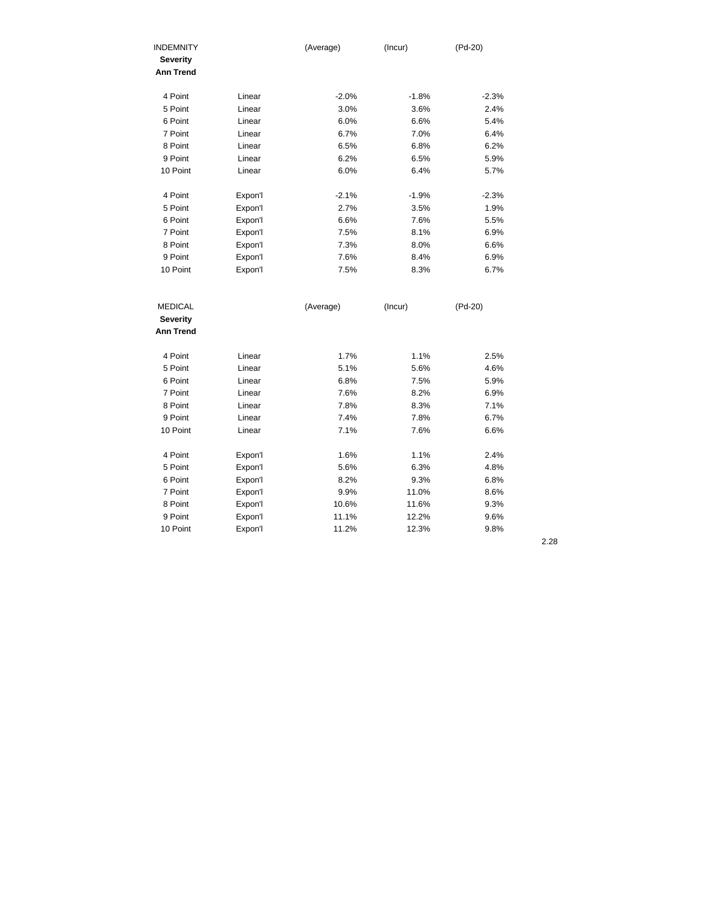| INDEMNITY<br>**Severity**<br>**Ann Trend** | | (Average) | (Incur) | (Pd-20) |
|---|---|---|---|---|
| 4 Point | Linear | -2.0% | -1.8% | -2.3% |
| 5 Point | Linear | 3.0% | 3.6% | 2.4% |
| 6 Point | Linear | 6.0% | 6.6% | 5.4% |
| 7 Point | Linear | 6.7% | 7.0% | 6.4% |
| 8 Point | Linear | 6.5% | 6.8% | 6.2% |
| 9 Point | Linear | 6.2% | 6.5% | 5.9% |
| 10 Point | Linear | 6.0% | 6.4% | 5.7% |
| | | | | |
| 4 Point | Expon'l | -2.1% | -1.9% | -2.3% |
| 5 Point | Expon'l | 2.7% | 3.5% | 1.9% |
| 6 Point | Expon'l | 6.6% | 7.6% | 5.5% |
| 7 Point | Expon'l | 7.5% | 8.1% | 6.9% |
| 8 Point | Expon'l | 7.3% | 8.0% | 6.6% |
| 9 Point | Expon'l | 7.6% | 8.4% | 6.9% |
| 10 Point | Expon'l | 7.5% | 8.3% | 6.7% |

| MEDICAL<br>**Severity**<br>**Ann Trend** | | (Average) | (Incur) | (Pd-20) |
|---|---|---|---|---|
| 4 Point | Linear | 1.7% | 1.1% | 2.5% |
| 5 Point | Linear | 5.1% | 5.6% | 4.6% |
| 6 Point | Linear | 6.8% | 7.5% | 5.9% |
| 7 Point | Linear | 7.6% | 8.2% | 6.9% |
| 8 Point | Linear | 7.8% | 8.3% | 7.1% |
| 9 Point | Linear | 7.4% | 7.8% | 6.7% |
| 10 Point | Linear | 7.1% | 7.6% | 6.6% |
| | | | | |
| 4 Point | Expon'l | 1.6% | 1.1% | 2.4% |
| 5 Point | Expon'l | 5.6% | 6.3% | 4.8% |
| 6 Point | Expon'l | 8.2% | 9.3% | 6.8% |
| 7 Point | Expon'l | 9.9% | 11.0% | 8.6% |
| 8 Point | Expon'l | 10.6% | 11.6% | 9.3% |
| 9 Point | Expon'l | 11.1% | 12.2% | 9.6% |
| 10 Point | Expon'l | 11.2% | 12.3% | 9.8% |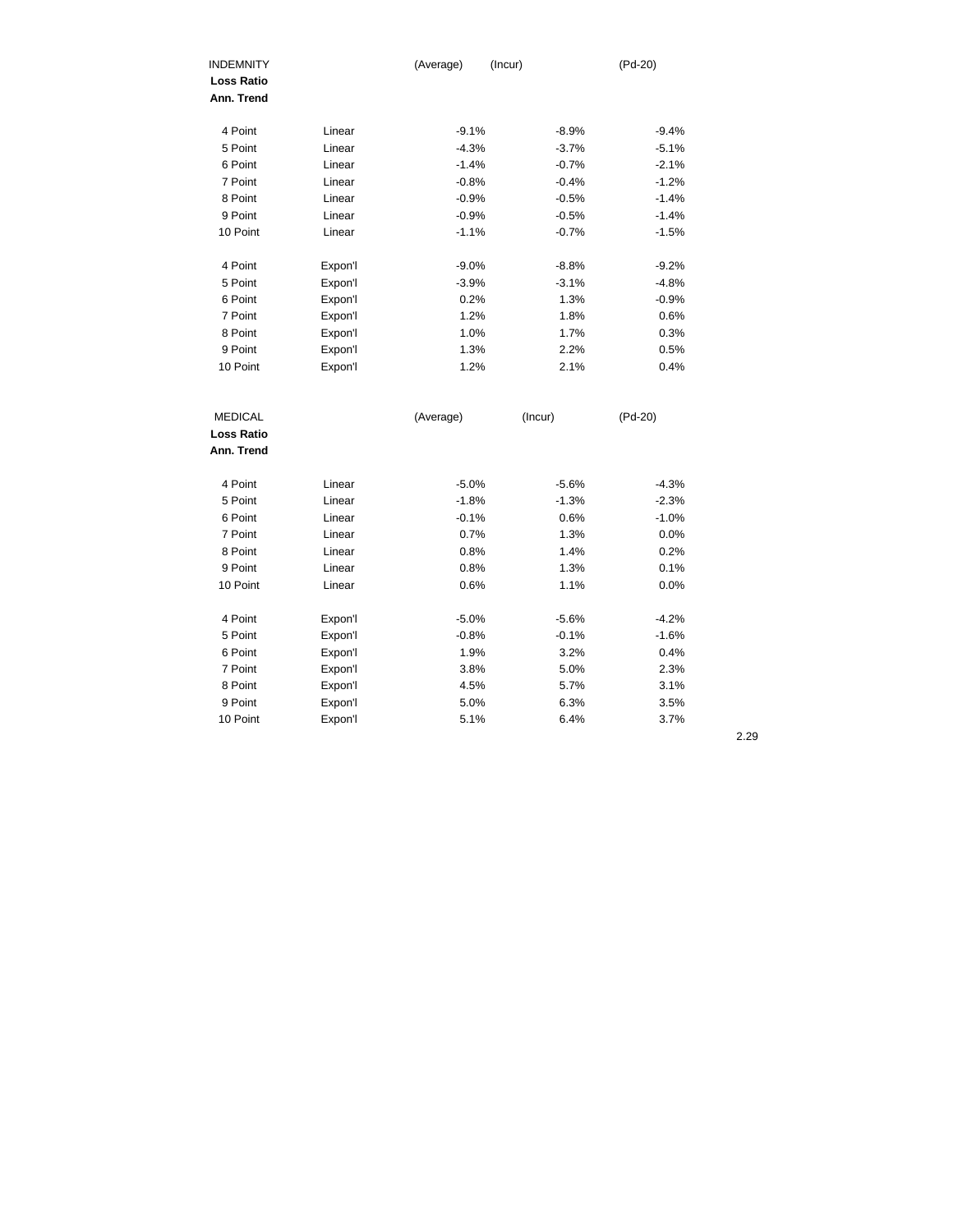| INDEMNITY Loss Ratio Ann. Trend | | (Average) | (Incur) | (Pd-20) |
|---|---|---|---|---|
| 4 Point | Linear | -9.1% | -8.9% | -9.4% |
| 5 Point | Linear | -4.3% | -3.7% | -5.1% |
| 6 Point | Linear | -1.4% | -0.7% | -2.1% |
| 7 Point | Linear | -0.8% | -0.4% | -1.2% |
| 8 Point | Linear | -0.9% | -0.5% | -1.4% |
| 9 Point | Linear | -0.9% | -0.5% | -1.4% |
| 10 Point | Linear | -1.1% | -0.7% | -1.5% |
| | | | | |
| 4 Point | Expon'l | -9.0% | -8.8% | -9.2% |
| 5 Point | Expon'l | -3.9% | -3.1% | -4.8% |
| 6 Point | Expon'l | 0.2% | 1.3% | -0.9% |
| 7 Point | Expon'l | 1.2% | 1.8% | 0.6% |
| 8 Point | Expon'l | 1.0% | 1.7% | 0.3% |
| 9 Point | Expon'l | 1.3% | 2.2% | 0.5% |
| 10 Point | Expon'l | 1.2% | 2.1% | 0.4% |

| MEDICAL Loss Ratio Ann. Trend | | (Average) | (Incur) | (Pd-20) |
|---|---|---|---|---|
| 4 Point | Linear | -5.0% | -5.6% | -4.3% |
| 5 Point | Linear | -1.8% | -1.3% | -2.3% |
| 6 Point | Linear | -0.1% | 0.6% | -1.0% |
| 7 Point | Linear | 0.7% | 1.3% | 0.0% |
| 8 Point | Linear | 0.8% | 1.4% | 0.2% |
| 9 Point | Linear | 0.8% | 1.3% | 0.1% |
| 10 Point | Linear | 0.6% | 1.1% | 0.0% |
| | | | | |
| 4 Point | Expon'l | -5.0% | -5.6% | -4.2% |
| 5 Point | Expon'l | -0.8% | -0.1% | -1.6% |
| 6 Point | Expon'l | 1.9% | 3.2% | 0.4% |
| 7 Point | Expon'l | 3.8% | 5.0% | 2.3% |
| 8 Point | Expon'l | 4.5% | 5.7% | 3.1% |
| 9 Point | Expon'l | 5.0% | 6.3% | 3.5% |
| 10 Point | Expon'l | 5.1% | 6.4% | 3.7% |